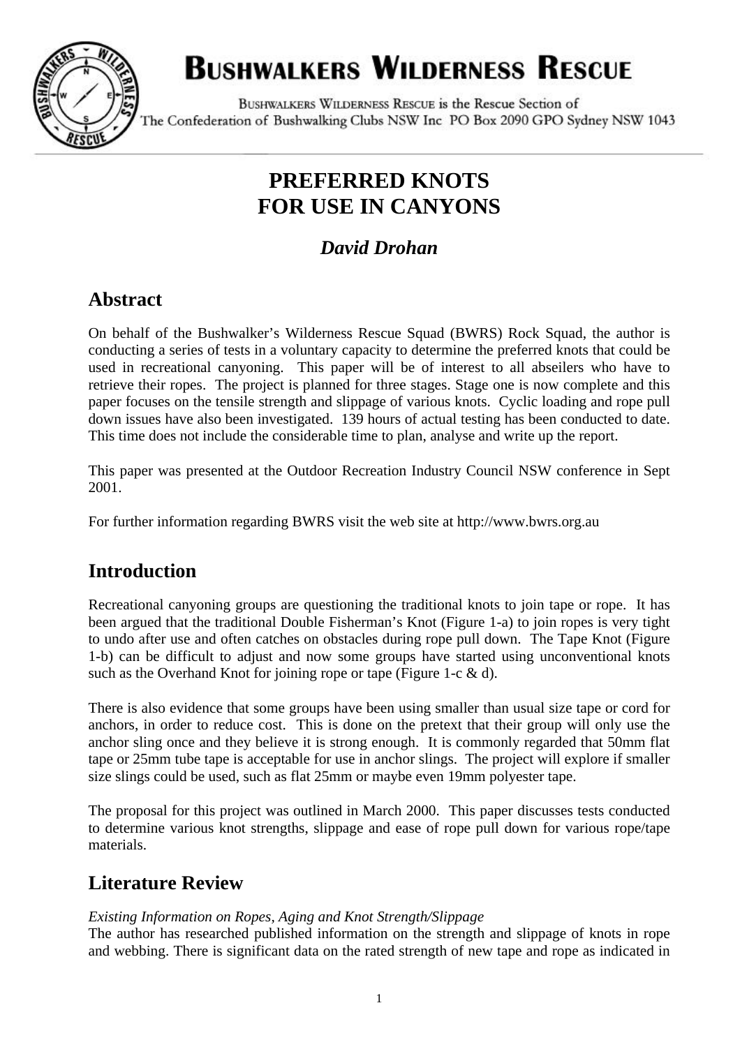# BUSHWALKERS WILDERNESS RESCUE

BUSHWALKERS WILDERNESS RESCUE is the Rescue Section of
The Confederation of Bushwalking Clubs NSW Inc PO Box 2090 GPO Sydney NSW 1043

# PREFERRED KNOTS FOR USE IN CANYONS

## *David Drohan*

## Abstract

On behalf of the Bushwalker's Wilderness Rescue Squad (BWRS) Rock Squad, the author is conducting a series of tests in a voluntary capacity to determine the preferred knots that could be used in recreational canyoning. This paper will be of interest to all abseilers who have to retrieve their ropes. The project is planned for three stages. Stage one is now complete and this paper focuses on the tensile strength and slippage of various knots. Cyclic loading and rope pull down issues have also been investigated. 139 hours of actual testing has been conducted to date. This time does not include the considerable time to plan, analyse and write up the report.

This paper was presented at the Outdoor Recreation Industry Council NSW conference in Sept 2001.

For further information regarding BWRS visit the web site at http://www.bwrs.org.au

## Introduction

Recreational canyoning groups are questioning the traditional knots to join tape or rope. It has been argued that the traditional Double Fisherman's Knot (Figure 1-a) to join ropes is very tight to undo after use and often catches on obstacles during rope pull down. The Tape Knot (Figure 1-b) can be difficult to adjust and now some groups have started using unconventional knots such as the Overhand Knot for joining rope or tape (Figure 1-c & d).

There is also evidence that some groups have been using smaller than usual size tape or cord for anchors, in order to reduce cost. This is done on the pretext that their group will only use the anchor sling once and they believe it is strong enough. It is commonly regarded that 50mm flat tape or 25mm tube tape is acceptable for use in anchor slings. The project will explore if smaller size slings could be used, such as flat 25mm or maybe even 19mm polyester tape.

The proposal for this project was outlined in March 2000. This paper discusses tests conducted to determine various knot strengths, slippage and ease of rope pull down for various rope/tape materials.

## Literature Review

*Existing Information on Ropes, Aging and Knot Strength/Slippage*

The author has researched published information on the strength and slippage of knots in rope and webbing. There is significant data on the rated strength of new tape and rope as indicated in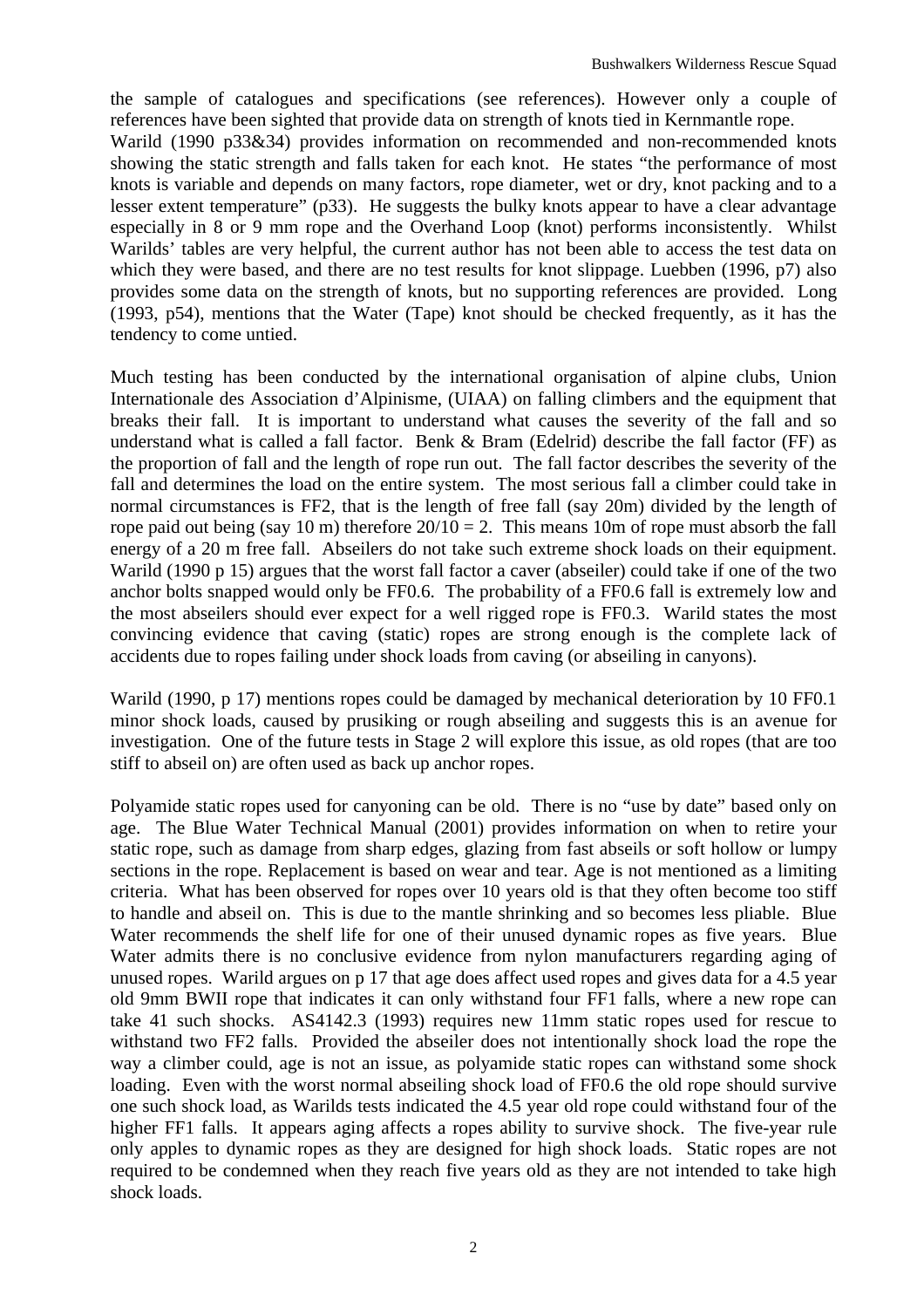the sample of catalogues and specifications (see references). However only a couple of references have been sighted that provide data on strength of knots tied in Kernmantle rope.
Warild (1990 p33&34) provides information on recommended and non-recommended knots showing the static strength and falls taken for each knot. He states "the performance of most knots is variable and depends on many factors, rope diameter, wet or dry, knot packing and to a lesser extent temperature" (p33). He suggests the bulky knots appear to have a clear advantage especially in 8 or 9 mm rope and the Overhand Loop (knot) performs inconsistently. Whilst Warilds' tables are very helpful, the current author has not been able to access the test data on which they were based, and there are no test results for knot slippage. Luebben (1996, p7) also provides some data on the strength of knots, but no supporting references are provided. Long (1993, p54), mentions that the Water (Tape) knot should be checked frequently, as it has the tendency to come untied.

Much testing has been conducted by the international organisation of alpine clubs, Union Internationale des Association d'Alpinisme, (UIAA) on falling climbers and the equipment that breaks their fall. It is important to understand what causes the severity of the fall and so understand what is called a fall factor. Benk & Bram (Edelrid) describe the fall factor (FF) as the proportion of fall and the length of rope run out. The fall factor describes the severity of the fall and determines the load on the entire system. The most serious fall a climber could take in normal circumstances is FF2, that is the length of free fall (say 20m) divided by the length of rope paid out being (say 10 m) therefore 20/10 = 2. This means 10m of rope must absorb the fall energy of a 20 m free fall. Abseilers do not take such extreme shock loads on their equipment. Warild (1990 p 15) argues that the worst fall factor a caver (abseiler) could take if one of the two anchor bolts snapped would only be FF0.6. The probability of a FF0.6 fall is extremely low and the most abseilers should ever expect for a well rigged rope is FF0.3. Warild states the most convincing evidence that caving (static) ropes are strong enough is the complete lack of accidents due to ropes failing under shock loads from caving (or abseiling in canyons).

Warild (1990, p 17) mentions ropes could be damaged by mechanical deterioration by 10 FF0.1 minor shock loads, caused by prusiking or rough abseiling and suggests this is an avenue for investigation. One of the future tests in Stage 2 will explore this issue, as old ropes (that are too stiff to abseil on) are often used as back up anchor ropes.

Polyamide static ropes used for canyoning can be old. There is no "use by date" based only on age. The Blue Water Technical Manual (2001) provides information on when to retire your static rope, such as damage from sharp edges, glazing from fast abseils or soft hollow or lumpy sections in the rope. Replacement is based on wear and tear. Age is not mentioned as a limiting criteria. What has been observed for ropes over 10 years old is that they often become too stiff to handle and abseil on. This is due to the mantle shrinking and so becomes less pliable. Blue Water recommends the shelf life for one of their unused dynamic ropes as five years. Blue Water admits there is no conclusive evidence from nylon manufacturers regarding aging of unused ropes. Warild argues on p 17 that age does affect used ropes and gives data for a 4.5 year old 9mm BWII rope that indicates it can only withstand four FF1 falls, where a new rope can take 41 such shocks. AS4142.3 (1993) requires new 11mm static ropes used for rescue to withstand two FF2 falls. Provided the abseiler does not intentionally shock load the rope the way a climber could, age is not an issue, as polyamide static ropes can withstand some shock loading. Even with the worst normal abseiling shock load of FF0.6 the old rope should survive one such shock load, as Warilds tests indicated the 4.5 year old rope could withstand four of the higher FF1 falls. It appears aging affects a ropes ability to survive shock. The five-year rule only apples to dynamic ropes as they are designed for high shock loads. Static ropes are not required to be condemned when they reach five years old as they are not intended to take high shock loads.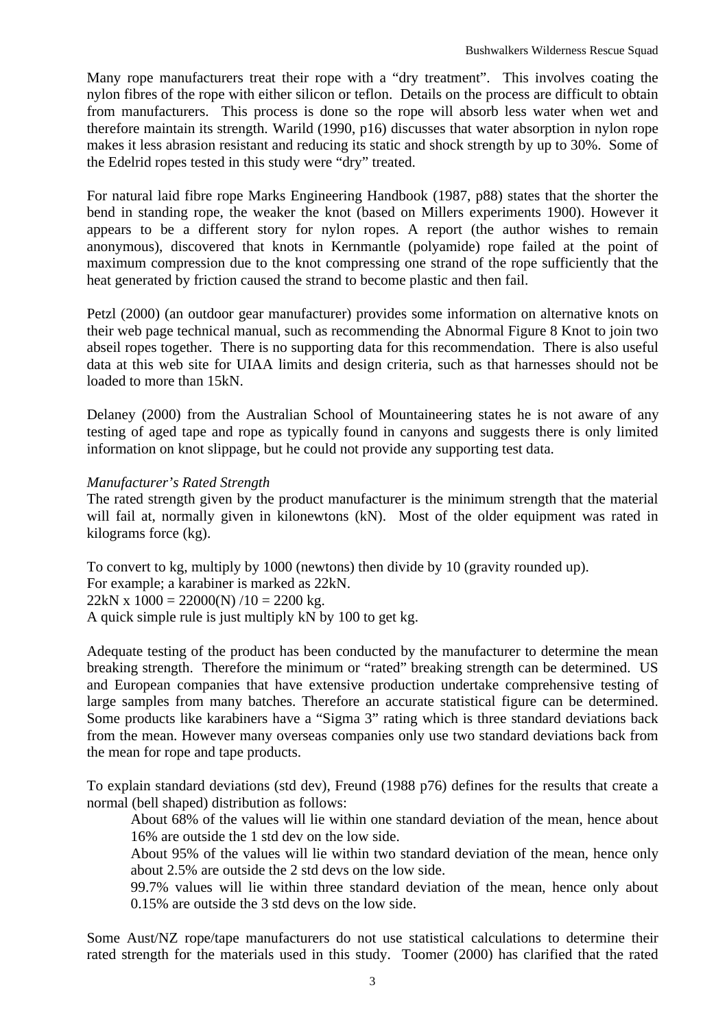Many rope manufacturers treat their rope with a "dry treatment". This involves coating the nylon fibres of the rope with either silicon or teflon. Details on the process are difficult to obtain from manufacturers. This process is done so the rope will absorb less water when wet and therefore maintain its strength. Warild (1990, p16) discusses that water absorption in nylon rope makes it less abrasion resistant and reducing its static and shock strength by up to 30%. Some of the Edelrid ropes tested in this study were "dry" treated.

For natural laid fibre rope Marks Engineering Handbook (1987, p88) states that the shorter the bend in standing rope, the weaker the knot (based on Millers experiments 1900). However it appears to be a different story for nylon ropes. A report (the author wishes to remain anonymous), discovered that knots in Kernmantle (polyamide) rope failed at the point of maximum compression due to the knot compressing one strand of the rope sufficiently that the heat generated by friction caused the strand to become plastic and then fail.

Petzl (2000) (an outdoor gear manufacturer) provides some information on alternative knots on their web page technical manual, such as recommending the Abnormal Figure 8 Knot to join two abseil ropes together. There is no supporting data for this recommendation. There is also useful data at this web site for UIAA limits and design criteria, such as that harnesses should not be loaded to more than 15kN.

Delaney (2000) from the Australian School of Mountaineering states he is not aware of any testing of aged tape and rope as typically found in canyons and suggests there is only limited information on knot slippage, but he could not provide any supporting test data.

*Manufacturer's Rated Strength*

The rated strength given by the product manufacturer is the minimum strength that the material will fail at, normally given in kilonewtons (kN). Most of the older equipment was rated in kilograms force (kg).

To convert to kg, multiply by 1000 (newtons) then divide by 10 (gravity rounded up).
For example; a karabiner is marked as 22kN.
22kN x 1000 = 22000(N) /10 = 2200 kg.
A quick simple rule is just multiply kN by 100 to get kg.

Adequate testing of the product has been conducted by the manufacturer to determine the mean breaking strength. Therefore the minimum or "rated" breaking strength can be determined. US and European companies that have extensive production undertake comprehensive testing of large samples from many batches. Therefore an accurate statistical figure can be determined. Some products like karabiners have a "Sigma 3" rating which is three standard deviations back from the mean. However many overseas companies only use two standard deviations back from the mean for rope and tape products.

To explain standard deviations (std dev), Freund (1988 p76) defines for the results that create a normal (bell shaped) distribution as follows:

> About 68% of the values will lie within one standard deviation of the mean, hence about 16% are outside the 1 std dev on the low side.
>
> About 95% of the values will lie within two standard deviation of the mean, hence only about 2.5% are outside the 2 std devs on the low side.
>
> 99.7% values will lie within three standard deviation of the mean, hence only about 0.15% are outside the 3 std devs on the low side.

Some Aust/NZ rope/tape manufacturers do not use statistical calculations to determine their rated strength for the materials used in this study. Toomer (2000) has clarified that the rated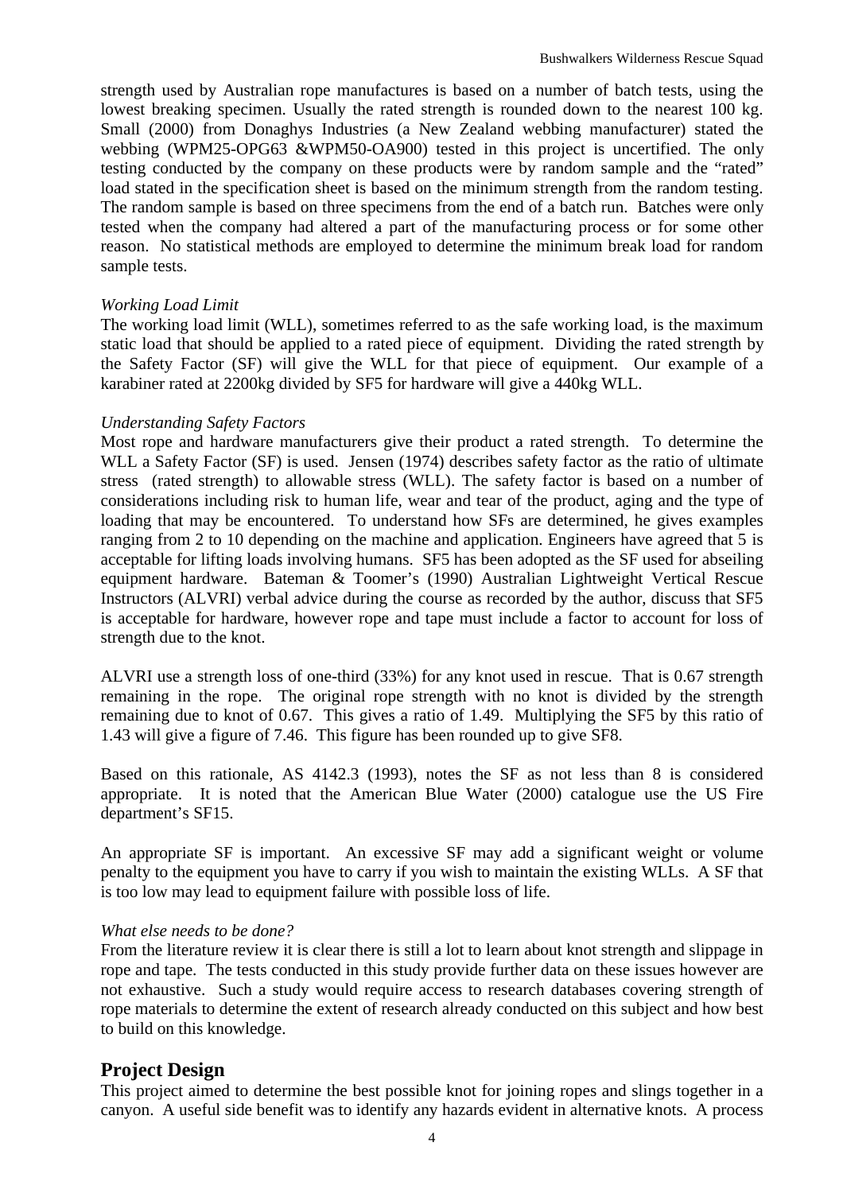strength used by Australian rope manufactures is based on a number of batch tests, using the lowest breaking specimen. Usually the rated strength is rounded down to the nearest 100 kg. Small (2000) from Donaghys Industries (a New Zealand webbing manufacturer) stated the webbing (WPM25-OPG63 &WPM50-OA900) tested in this project is uncertified. The only testing conducted by the company on these products were by random sample and the "rated" load stated in the specification sheet is based on the minimum strength from the random testing. The random sample is based on three specimens from the end of a batch run. Batches were only tested when the company had altered a part of the manufacturing process or for some other reason. No statistical methods are employed to determine the minimum break load for random sample tests.

*Working Load Limit*

The working load limit (WLL), sometimes referred to as the safe working load, is the maximum static load that should be applied to a rated piece of equipment. Dividing the rated strength by the Safety Factor (SF) will give the WLL for that piece of equipment. Our example of a karabiner rated at 2200kg divided by SF5 for hardware will give a 440kg WLL.

*Understanding Safety Factors*

Most rope and hardware manufacturers give their product a rated strength. To determine the WLL a Safety Factor (SF) is used. Jensen (1974) describes safety factor as the ratio of ultimate stress (rated strength) to allowable stress (WLL). The safety factor is based on a number of considerations including risk to human life, wear and tear of the product, aging and the type of loading that may be encountered. To understand how SFs are determined, he gives examples ranging from 2 to 10 depending on the machine and application. Engineers have agreed that 5 is acceptable for lifting loads involving humans. SF5 has been adopted as the SF used for abseiling equipment hardware. Bateman & Toomer's (1990) Australian Lightweight Vertical Rescue Instructors (ALVRI) verbal advice during the course as recorded by the author, discuss that SF5 is acceptable for hardware, however rope and tape must include a factor to account for loss of strength due to the knot.

ALVRI use a strength loss of one-third (33%) for any knot used in rescue. That is 0.67 strength remaining in the rope. The original rope strength with no knot is divided by the strength remaining due to knot of 0.67. This gives a ratio of 1.49. Multiplying the SF5 by this ratio of 1.43 will give a figure of 7.46. This figure has been rounded up to give SF8.

Based on this rationale, AS 4142.3 (1993), notes the SF as not less than 8 is considered appropriate. It is noted that the American Blue Water (2000) catalogue use the US Fire department's SF15.

An appropriate SF is important. An excessive SF may add a significant weight or volume penalty to the equipment you have to carry if you wish to maintain the existing WLLs. A SF that is too low may lead to equipment failure with possible loss of life.

*What else needs to be done?*

From the literature review it is clear there is still a lot to learn about knot strength and slippage in rope and tape. The tests conducted in this study provide further data on these issues however are not exhaustive. Such a study would require access to research databases covering strength of rope materials to determine the extent of research already conducted on this subject and how best to build on this knowledge.

## Project Design

This project aimed to determine the best possible knot for joining ropes and slings together in a canyon. A useful side benefit was to identify any hazards evident in alternative knots. A process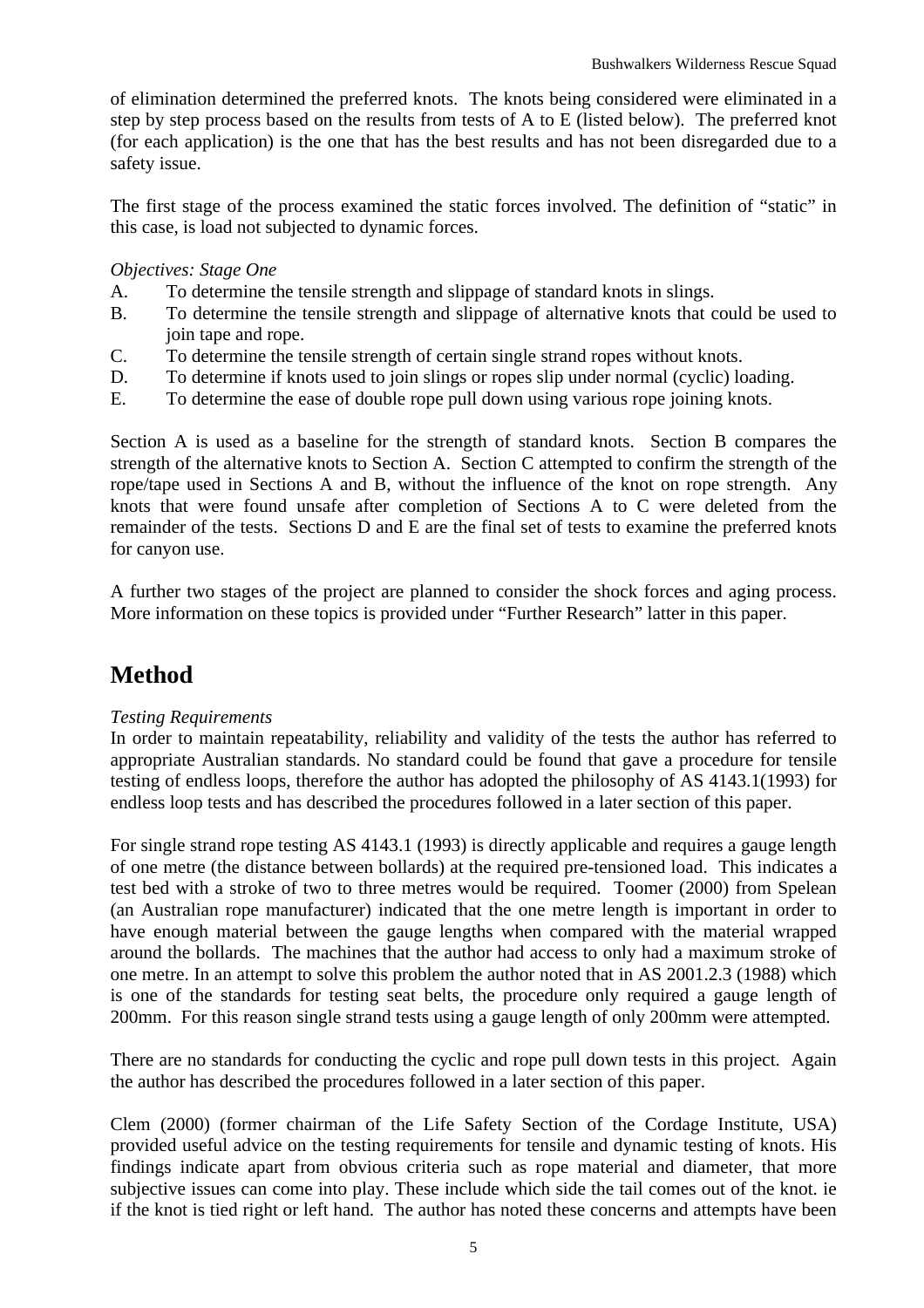of elimination determined the preferred knots. The knots being considered were eliminated in a step by step process based on the results from tests of A to E (listed below). The preferred knot (for each application) is the one that has the best results and has not been disregarded due to a safety issue.

The first stage of the process examined the static forces involved. The definition of "static" in this case, is load not subjected to dynamic forces.

*Objectives: Stage One*

A. To determine the tensile strength and slippage of standard knots in slings.
B. To determine the tensile strength and slippage of alternative knots that could be used to join tape and rope.
C. To determine the tensile strength of certain single strand ropes without knots.
D. To determine if knots used to join slings or ropes slip under normal (cyclic) loading.
E. To determine the ease of double rope pull down using various rope joining knots.

Section A is used as a baseline for the strength of standard knots. Section B compares the strength of the alternative knots to Section A. Section C attempted to confirm the strength of the rope/tape used in Sections A and B, without the influence of the knot on rope strength. Any knots that were found unsafe after completion of Sections A to C were deleted from the remainder of the tests. Sections D and E are the final set of tests to examine the preferred knots for canyon use.

A further two stages of the project are planned to consider the shock forces and aging process. More information on these topics is provided under "Further Research" latter in this paper.

# Method

*Testing Requirements*

In order to maintain repeatability, reliability and validity of the tests the author has referred to appropriate Australian standards. No standard could be found that gave a procedure for tensile testing of endless loops, therefore the author has adopted the philosophy of AS 4143.1(1993) for endless loop tests and has described the procedures followed in a later section of this paper.

For single strand rope testing AS 4143.1 (1993) is directly applicable and requires a gauge length of one metre (the distance between bollards) at the required pre-tensioned load. This indicates a test bed with a stroke of two to three metres would be required. Toomer (2000) from Spelean (an Australian rope manufacturer) indicated that the one metre length is important in order to have enough material between the gauge lengths when compared with the material wrapped around the bollards. The machines that the author had access to only had a maximum stroke of one metre. In an attempt to solve this problem the author noted that in AS 2001.2.3 (1988) which is one of the standards for testing seat belts, the procedure only required a gauge length of 200mm. For this reason single strand tests using a gauge length of only 200mm were attempted.

There are no standards for conducting the cyclic and rope pull down tests in this project. Again the author has described the procedures followed in a later section of this paper.

Clem (2000) (former chairman of the Life Safety Section of the Cordage Institute, USA) provided useful advice on the testing requirements for tensile and dynamic testing of knots. His findings indicate apart from obvious criteria such as rope material and diameter, that more subjective issues can come into play. These include which side the tail comes out of the knot. ie if the knot is tied right or left hand. The author has noted these concerns and attempts have been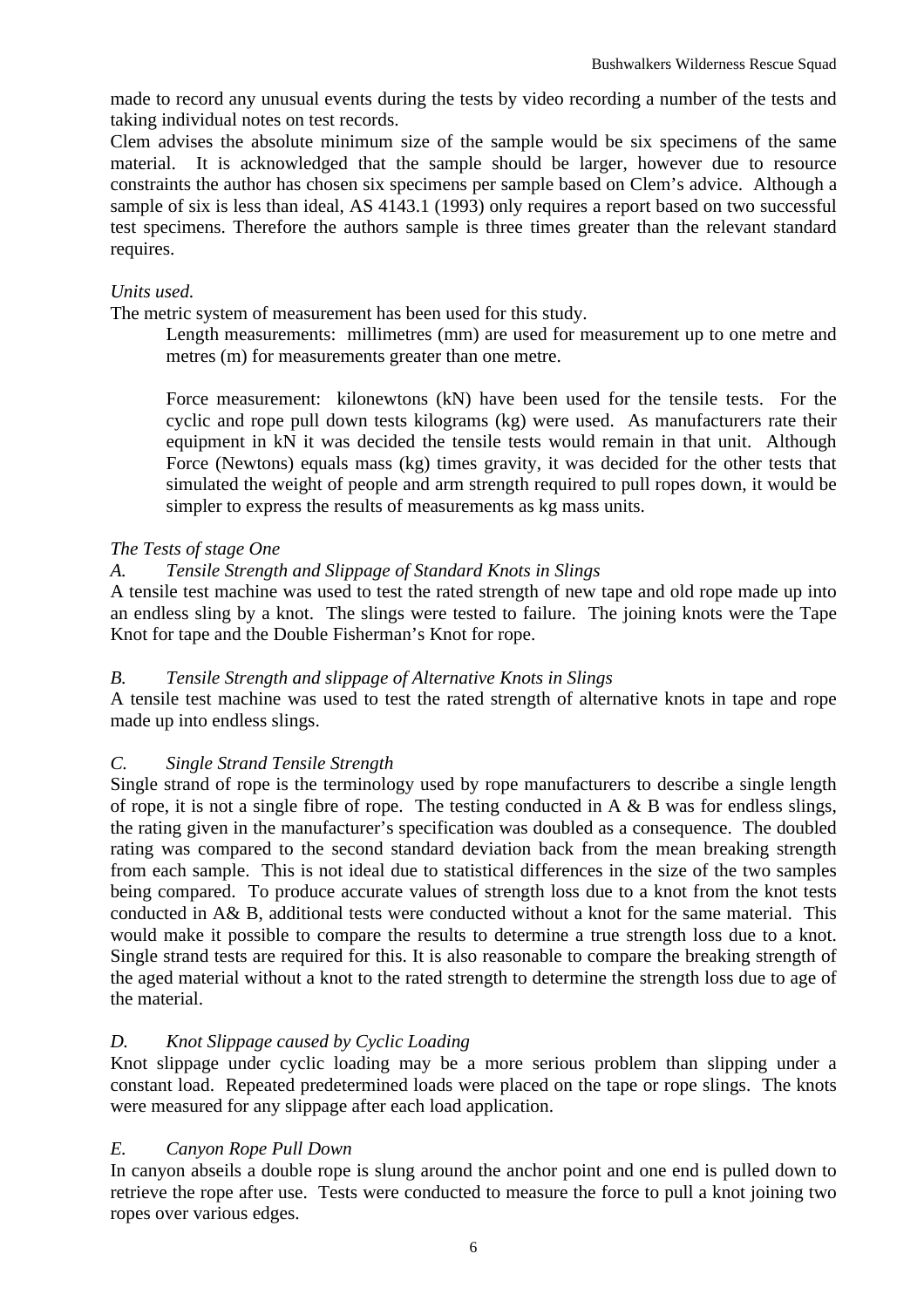made to record any unusual events during the tests by video recording a number of the tests and taking individual notes on test records.
Clem advises the absolute minimum size of the sample would be six specimens of the same material. It is acknowledged that the sample should be larger, however due to resource constraints the author has chosen six specimens per sample based on Clem's advice. Although a sample of six is less than ideal, AS 4143.1 (1993) only requires a report based on two successful test specimens. Therefore the authors sample is three times greater than the relevant standard requires.

*Units used.*
The metric system of measurement has been used for this study.

> Length measurements: millimetres (mm) are used for measurement up to one metre and metres (m) for measurements greater than one metre.
>
> Force measurement: kilonewtons (kN) have been used for the tensile tests. For the cyclic and rope pull down tests kilograms (kg) were used. As manufacturers rate their equipment in kN it was decided the tensile tests would remain in that unit. Although Force (Newtons) equals mass (kg) times gravity, it was decided for the other tests that simulated the weight of people and arm strength required to pull ropes down, it would be simpler to express the results of measurements as kg mass units.

*The Tests of stage One*

*A. Tensile Strength and Slippage of Standard Knots in Slings*
A tensile test machine was used to test the rated strength of new tape and old rope made up into an endless sling by a knot. The slings were tested to failure. The joining knots were the Tape Knot for tape and the Double Fisherman's Knot for rope.

*B. Tensile Strength and slippage of Alternative Knots in Slings*
A tensile test machine was used to test the rated strength of alternative knots in tape and rope made up into endless slings.

*C. Single Strand Tensile Strength*
Single strand of rope is the terminology used by rope manufacturers to describe a single length of rope, it is not a single fibre of rope. The testing conducted in A & B was for endless slings, the rating given in the manufacturer's specification was doubled as a consequence. The doubled rating was compared to the second standard deviation back from the mean breaking strength from each sample. This is not ideal due to statistical differences in the size of the two samples being compared. To produce accurate values of strength loss due to a knot from the knot tests conducted in A& B, additional tests were conducted without a knot for the same material. This would make it possible to compare the results to determine a true strength loss due to a knot. Single strand tests are required for this. It is also reasonable to compare the breaking strength of the aged material without a knot to the rated strength to determine the strength loss due to age of the material.

*D. Knot Slippage caused by Cyclic Loading*
Knot slippage under cyclic loading may be a more serious problem than slipping under a constant load. Repeated predetermined loads were placed on the tape or rope slings. The knots were measured for any slippage after each load application.

*E. Canyon Rope Pull Down*
In canyon abseils a double rope is slung around the anchor point and one end is pulled down to retrieve the rope after use. Tests were conducted to measure the force to pull a knot joining two ropes over various edges.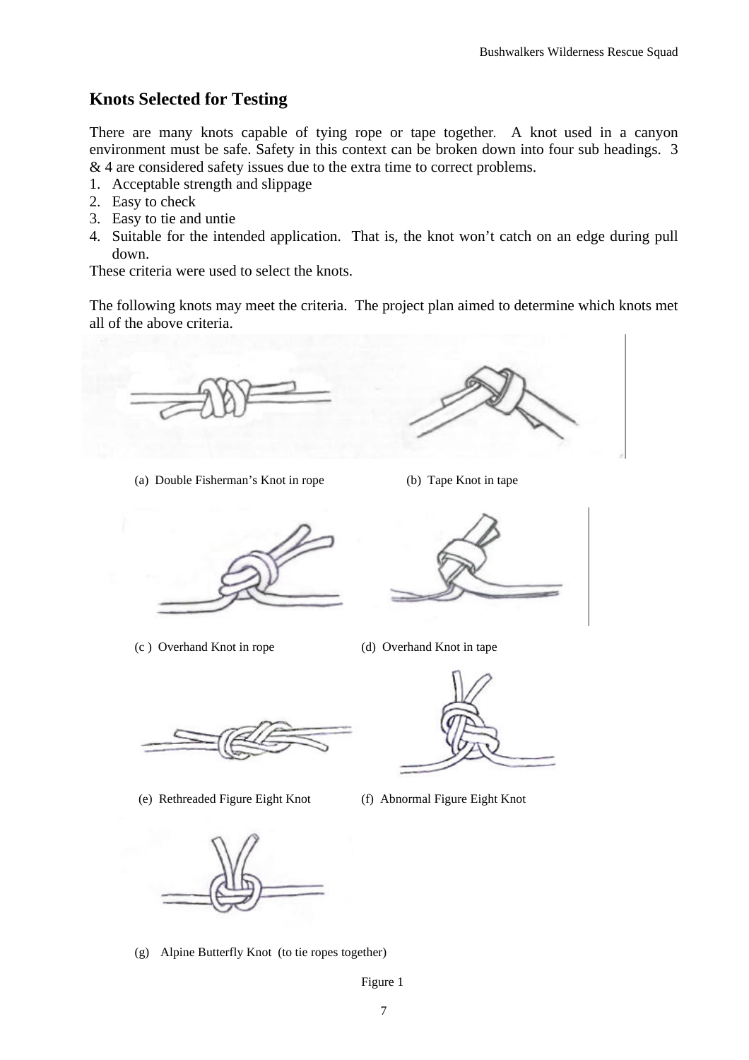## Knots Selected for Testing

There are many knots capable of tying rope or tape together. A knot used in a canyon environment must be safe. Safety in this context can be broken down into four sub headings. 3 & 4 are considered safety issues due to the extra time to correct problems.

1. Acceptable strength and slippage
2. Easy to check
3. Easy to tie and untie
4. Suitable for the intended application. That is, the knot won't catch on an edge during pull down.

These criteria were used to select the knots.

The following knots may meet the criteria. The project plan aimed to determine which knots met all of the above criteria.

(a) Double Fisherman's Knot in rope

(b) Tape Knot in tape

(c) Overhand Knot in rope

(d) Overhand Knot in tape

(e) Rethreaded Figure Eight Knot

(f) Abnormal Figure Eight Knot

(g) Alpine Butterfly Knot (to tie ropes together)

Figure 1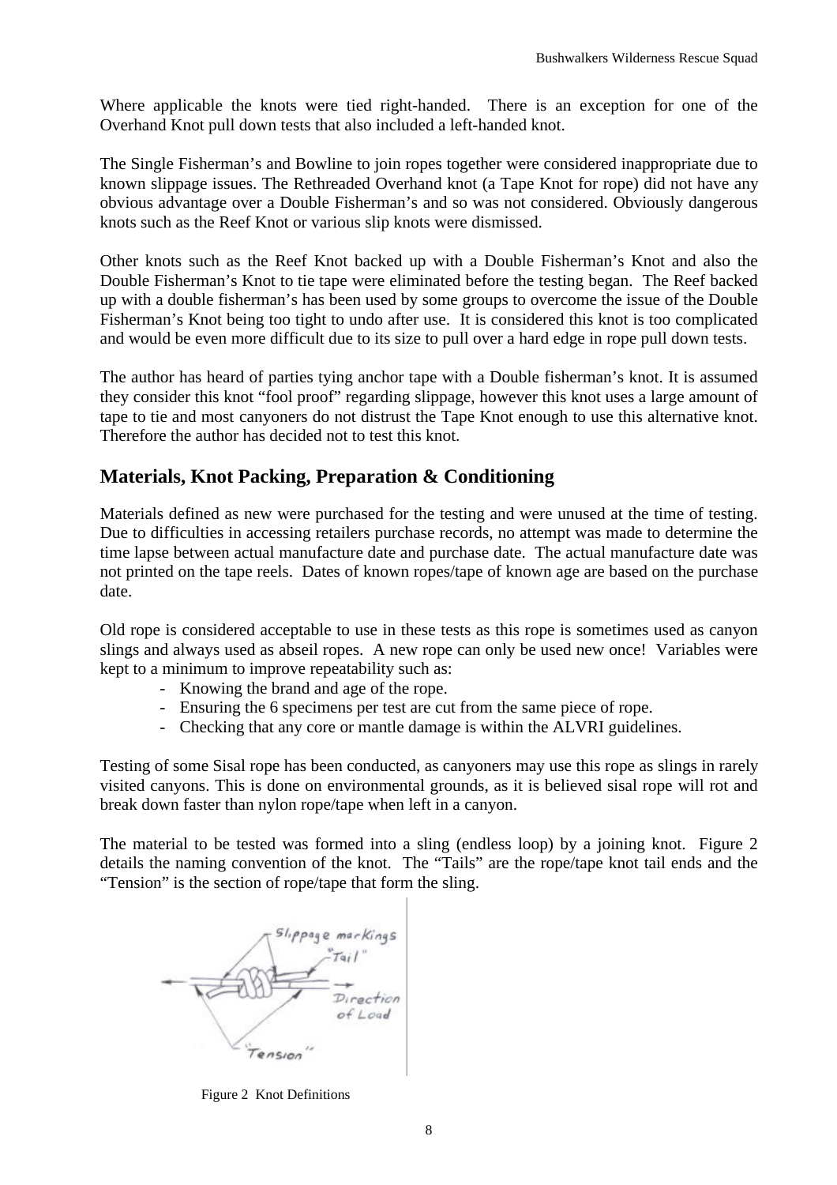Where applicable the knots were tied right-handed. There is an exception for one of the Overhand Knot pull down tests that also included a left-handed knot.

The Single Fisherman's and Bowline to join ropes together were considered inappropriate due to known slippage issues. The Rethreaded Overhand knot (a Tape Knot for rope) did not have any obvious advantage over a Double Fisherman's and so was not considered. Obviously dangerous knots such as the Reef Knot or various slip knots were dismissed.

Other knots such as the Reef Knot backed up with a Double Fisherman's Knot and also the Double Fisherman's Knot to tie tape were eliminated before the testing began. The Reef backed up with a double fisherman's has been used by some groups to overcome the issue of the Double Fisherman's Knot being too tight to undo after use. It is considered this knot is too complicated and would be even more difficult due to its size to pull over a hard edge in rope pull down tests.

The author has heard of parties tying anchor tape with a Double fisherman's knot. It is assumed they consider this knot "fool proof" regarding slippage, however this knot uses a large amount of tape to tie and most canyoners do not distrust the Tape Knot enough to use this alternative knot. Therefore the author has decided not to test this knot.

## Materials, Knot Packing, Preparation & Conditioning

Materials defined as new were purchased for the testing and were unused at the time of testing. Due to difficulties in accessing retailers purchase records, no attempt was made to determine the time lapse between actual manufacture date and purchase date. The actual manufacture date was not printed on the tape reels. Dates of known ropes/tape of known age are based on the purchase date.

Old rope is considered acceptable to use in these tests as this rope is sometimes used as canyon slings and always used as abseil ropes. A new rope can only be used new once! Variables were kept to a minimum to improve repeatability such as:

- Knowing the brand and age of the rope.
- Ensuring the 6 specimens per test are cut from the same piece of rope.
- Checking that any core or mantle damage is within the ALVRI guidelines.

Testing of some Sisal rope has been conducted, as canyoners may use this rope as slings in rarely visited canyons. This is done on environmental grounds, as it is believed sisal rope will rot and break down faster than nylon rope/tape when left in a canyon.

The material to be tested was formed into a sling (endless loop) by a joining knot. Figure 2 details the naming convention of the knot. The "Tails" are the rope/tape knot tail ends and the "Tension" is the section of rope/tape that form the sling.

Figure 2 Knot Definitions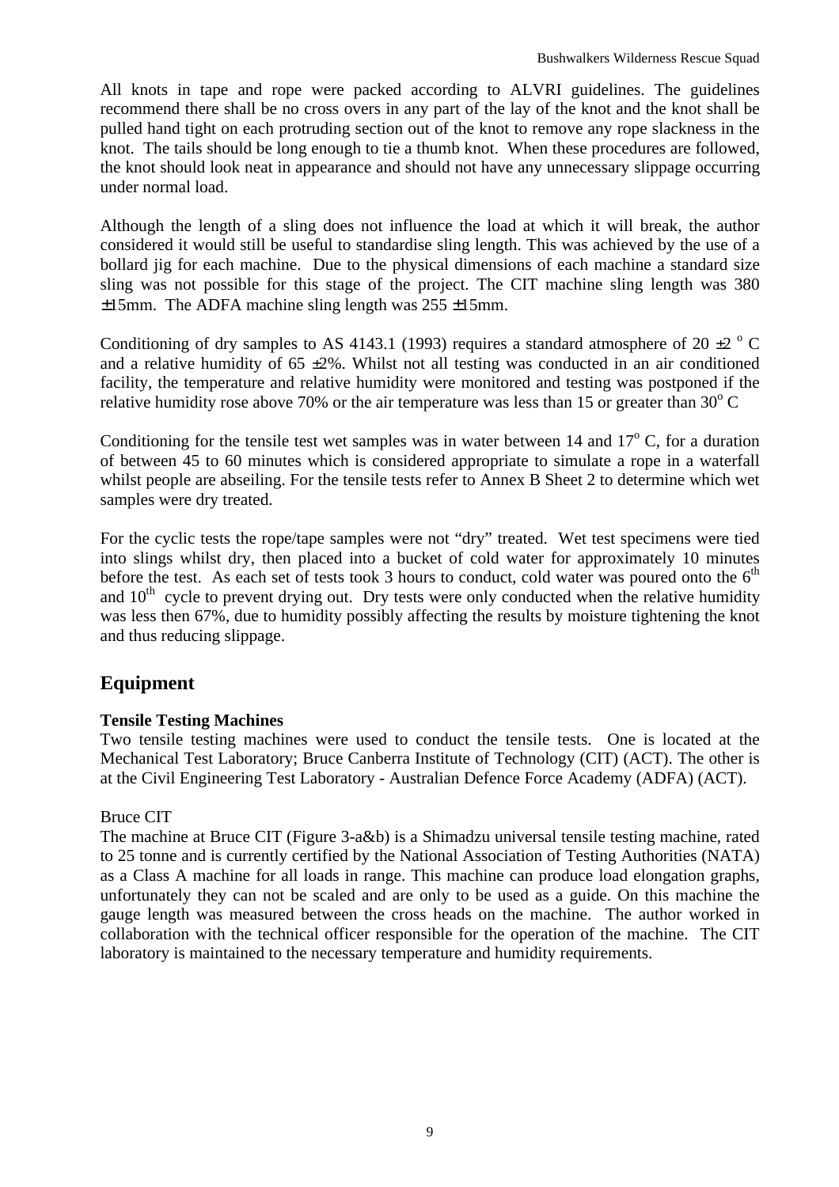All knots in tape and rope were packed according to ALVRI guidelines. The guidelines recommend there shall be no cross overs in any part of the lay of the knot and the knot shall be pulled hand tight on each protruding section out of the knot to remove any rope slackness in the knot. The tails should be long enough to tie a thumb knot. When these procedures are followed, the knot should look neat in appearance and should not have any unnecessary slippage occurring under normal load.

Although the length of a sling does not influence the load at which it will break, the author considered it would still be useful to standardise sling length. This was achieved by the use of a bollard jig for each machine. Due to the physical dimensions of each machine a standard size sling was not possible for this stage of the project. The CIT machine sling length was 380 ±15mm. The ADFA machine sling length was 255 ±15mm.

Conditioning of dry samples to AS 4143.1 (1993) requires a standard atmosphere of 20 ±2 $^{o}$ C and a relative humidity of 65 ±2%. Whilst not all testing was conducted in an air conditioned facility, the temperature and relative humidity were monitored and testing was postponed if the relative humidity rose above 70% or the air temperature was less than 15 or greater than 30$^{o}$ C

Conditioning for the tensile test wet samples was in water between 14 and 17$^{o}$ C, for a duration of between 45 to 60 minutes which is considered appropriate to simulate a rope in a waterfall whilst people are abseiling. For the tensile tests refer to Annex B Sheet 2 to determine which wet samples were dry treated.

For the cyclic tests the rope/tape samples were not "dry" treated. Wet test specimens were tied into slings whilst dry, then placed into a bucket of cold water for approximately 10 minutes before the test. As each set of tests took 3 hours to conduct, cold water was poured onto the 6$^{th}$ and 10$^{th}$ cycle to prevent drying out. Dry tests were only conducted when the relative humidity was less then 67%, due to humidity possibly affecting the results by moisture tightening the knot and thus reducing slippage.

## Equipment

**Tensile Testing Machines**

Two tensile testing machines were used to conduct the tensile tests. One is located at the Mechanical Test Laboratory; Bruce Canberra Institute of Technology (CIT) (ACT). The other is at the Civil Engineering Test Laboratory - Australian Defence Force Academy (ADFA) (ACT).

Bruce CIT

The machine at Bruce CIT (Figure 3-a&b) is a Shimadzu universal tensile testing machine, rated to 25 tonne and is currently certified by the National Association of Testing Authorities (NATA) as a Class A machine for all loads in range. This machine can produce load elongation graphs, unfortunately they can not be scaled and are only to be used as a guide. On this machine the gauge length was measured between the cross heads on the machine. The author worked in collaboration with the technical officer responsible for the operation of the machine. The CIT laboratory is maintained to the necessary temperature and humidity requirements.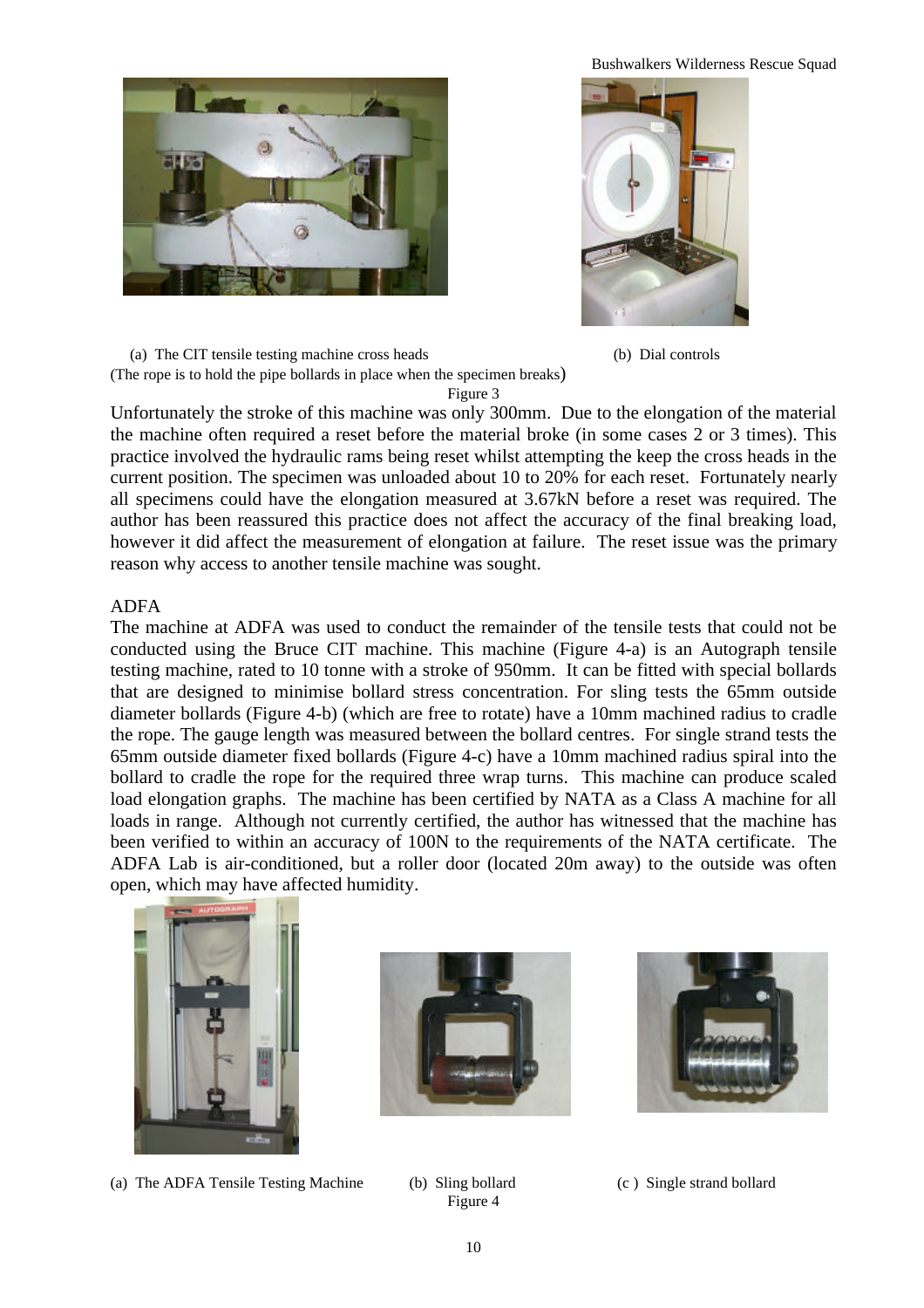(a) The CIT tensile testing machine cross heads

(The rope is to hold the pipe bollards in place when the specimen breaks)

(b) Dial controls

Figure 3

Unfortunately the stroke of this machine was only 300mm. Due to the elongation of the material the machine often required a reset before the material broke (in some cases 2 or 3 times). This practice involved the hydraulic rams being reset whilst attempting the keep the cross heads in the current position. The specimen was unloaded about 10 to 20% for each reset. Fortunately nearly all specimens could have the elongation measured at 3.67kN before a reset was required. The author has been reassured this practice does not affect the accuracy of the final breaking load, however it did affect the measurement of elongation at failure. The reset issue was the primary reason why access to another tensile machine was sought.

## ADFA

The machine at ADFA was used to conduct the remainder of the tensile tests that could not be conducted using the Bruce CIT machine. This machine (Figure 4-a) is an Autograph tensile testing machine, rated to 10 tonne with a stroke of 950mm. It can be fitted with special bollards that are designed to minimise bollard stress concentration. For sling tests the 65mm outside diameter bollards (Figure 4-b) (which are free to rotate) have a 10mm machined radius to cradle the rope. The gauge length was measured between the bollard centres. For single strand tests the 65mm outside diameter fixed bollards (Figure 4-c) have a 10mm machined radius spiral into the bollard to cradle the rope for the required three wrap turns. This machine can produce scaled load elongation graphs. The machine has been certified by NATA as a Class A machine for all loads in range. Although not currently certified, the author has witnessed that the machine has been verified to within an accuracy of 100N to the requirements of the NATA certificate. The ADFA Lab is air-conditioned, but a roller door (located 20m away) to the outside was often open, which may have affected humidity.

(a) The ADFA Tensile Testing Machine

(b) Sling bollard

(c ) Single strand bollard

Figure 4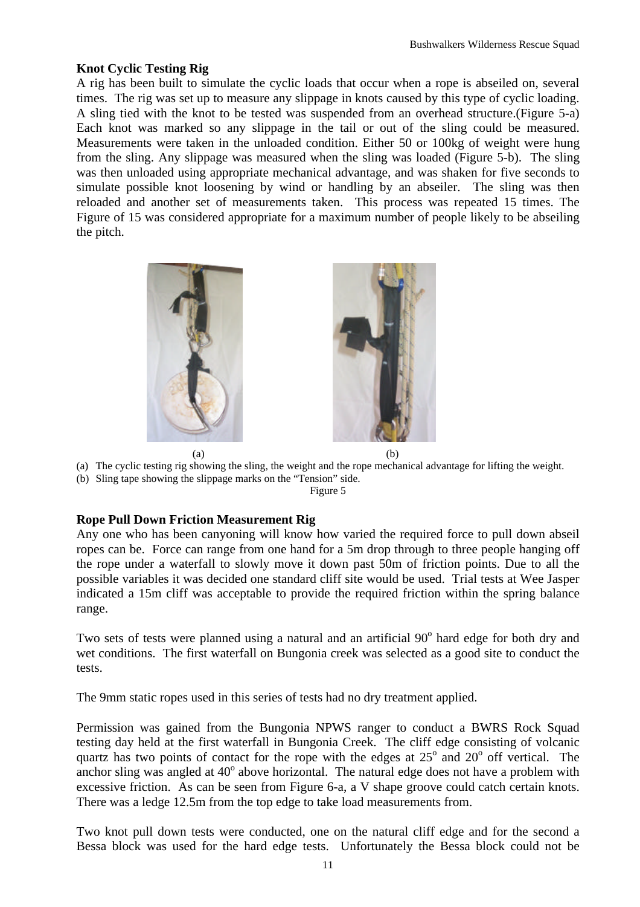### Knot Cyclic Testing Rig

A rig has been built to simulate the cyclic loads that occur when a rope is abseiled on, several times. The rig was set up to measure any slippage in knots caused by this type of cyclic loading. A sling tied with the knot to be tested was suspended from an overhead structure.(Figure 5-a) Each knot was marked so any slippage in the tail or out of the sling could be measured. Measurements were taken in the unloaded condition. Either 50 or 100kg of weight were hung from the sling. Any slippage was measured when the sling was loaded (Figure 5-b). The sling was then unloaded using appropriate mechanical advantage, and was shaken for five seconds to simulate possible knot loosening by wind or handling by an abseiler. The sling was then reloaded and another set of measurements taken. This process was repeated 15 times. The Figure of 15 was considered appropriate for a maximum number of people likely to be abseiling the pitch.

(a) (b)

(a) The cyclic testing rig showing the sling, the weight and the rope mechanical advantage for lifting the weight.
(b) Sling tape showing the slippage marks on the "Tension" side.

Figure 5

### Rope Pull Down Friction Measurement Rig

Any one who has been canyoning will know how varied the required force to pull down abseil ropes can be. Force can range from one hand for a 5m drop through to three people hanging off the rope under a waterfall to slowly move it down past 50m of friction points. Due to all the possible variables it was decided one standard cliff site would be used. Trial tests at Wee Jasper indicated a 15m cliff was acceptable to provide the required friction within the spring balance range.

Two sets of tests were planned using a natural and an artificial $90^{o}$ hard edge for both dry and wet conditions. The first waterfall on Bungonia creek was selected as a good site to conduct the tests.

The 9mm static ropes used in this series of tests had no dry treatment applied.

Permission was gained from the Bungonia NPWS ranger to conduct a BWRS Rock Squad testing day held at the first waterfall in Bungonia Creek. The cliff edge consisting of volcanic quartz has two points of contact for the rope with the edges at $25^{o}$ and $20^{o}$ off vertical. The anchor sling was angled at $40^{o}$ above horizontal. The natural edge does not have a problem with excessive friction. As can be seen from Figure 6-a, a V shape groove could catch certain knots. There was a ledge 12.5m from the top edge to take load measurements from.

Two knot pull down tests were conducted, one on the natural cliff edge and for the second a Bessa block was used for the hard edge tests. Unfortunately the Bessa block could not be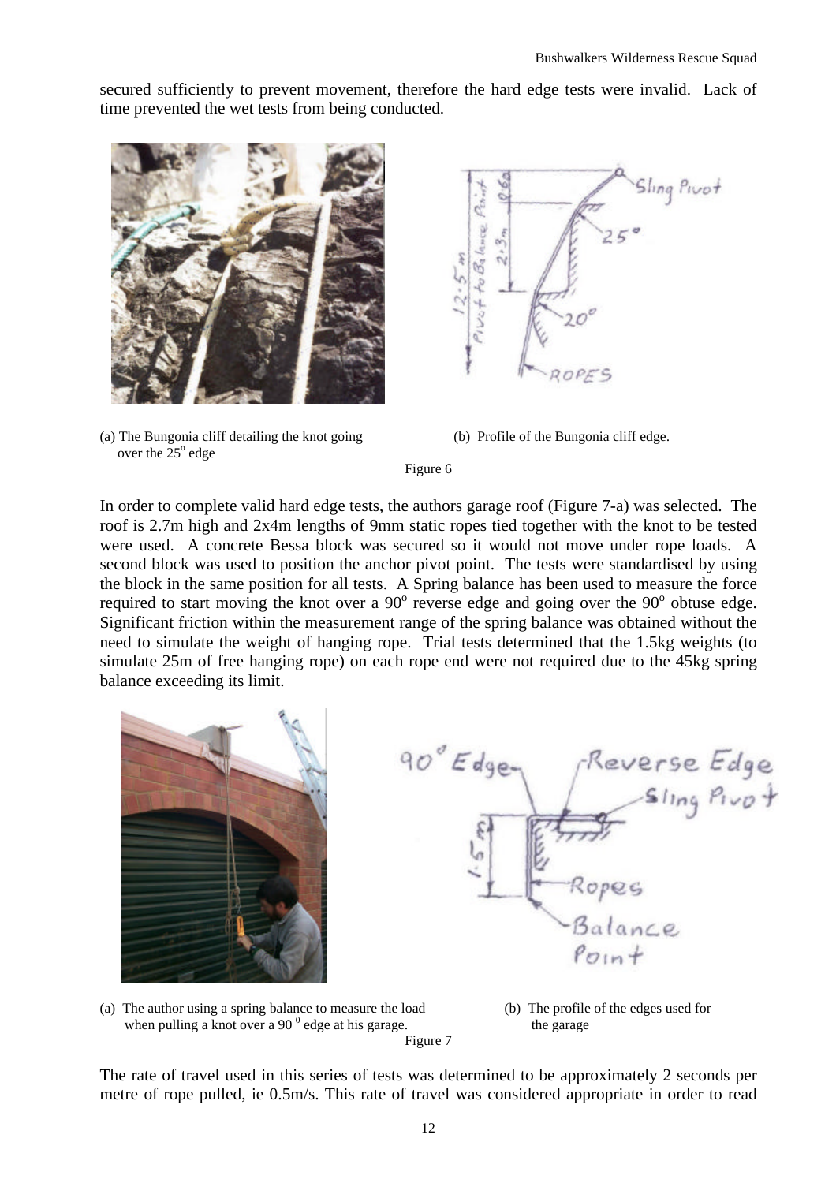secured sufficiently to prevent movement, therefore the hard edge tests were invalid. Lack of time prevented the wet tests from being conducted.

(a) The Bungonia cliff detailing the knot going over the $25^o$ edge

(b) Profile of the Bungonia cliff edge.

Figure 6

In order to complete valid hard edge tests, the authors garage roof (Figure 7-a) was selected. The roof is 2.7m high and 2x4m lengths of 9mm static ropes tied together with the knot to be tested were used. A concrete Bessa block was secured so it would not move under rope loads. A second block was used to position the anchor pivot point. The tests were standardised by using the block in the same position for all tests. A Spring balance has been used to measure the force required to start moving the knot over a $90^o$ reverse edge and going over the $90^o$ obtuse edge. Significant friction within the measurement range of the spring balance was obtained without the need to simulate the weight of hanging rope. Trial tests determined that the 1.5kg weights (to simulate 25m of free hanging rope) on each rope end were not required due to the 45kg spring balance exceeding its limit.

(a) The author using a spring balance to measure the load when pulling a knot over a $90^0$ edge at his garage.

(b) The profile of the edges used for the garage

Figure 7

The rate of travel used in this series of tests was determined to be approximately 2 seconds per metre of rope pulled, ie 0.5m/s. This rate of travel was considered appropriate in order to read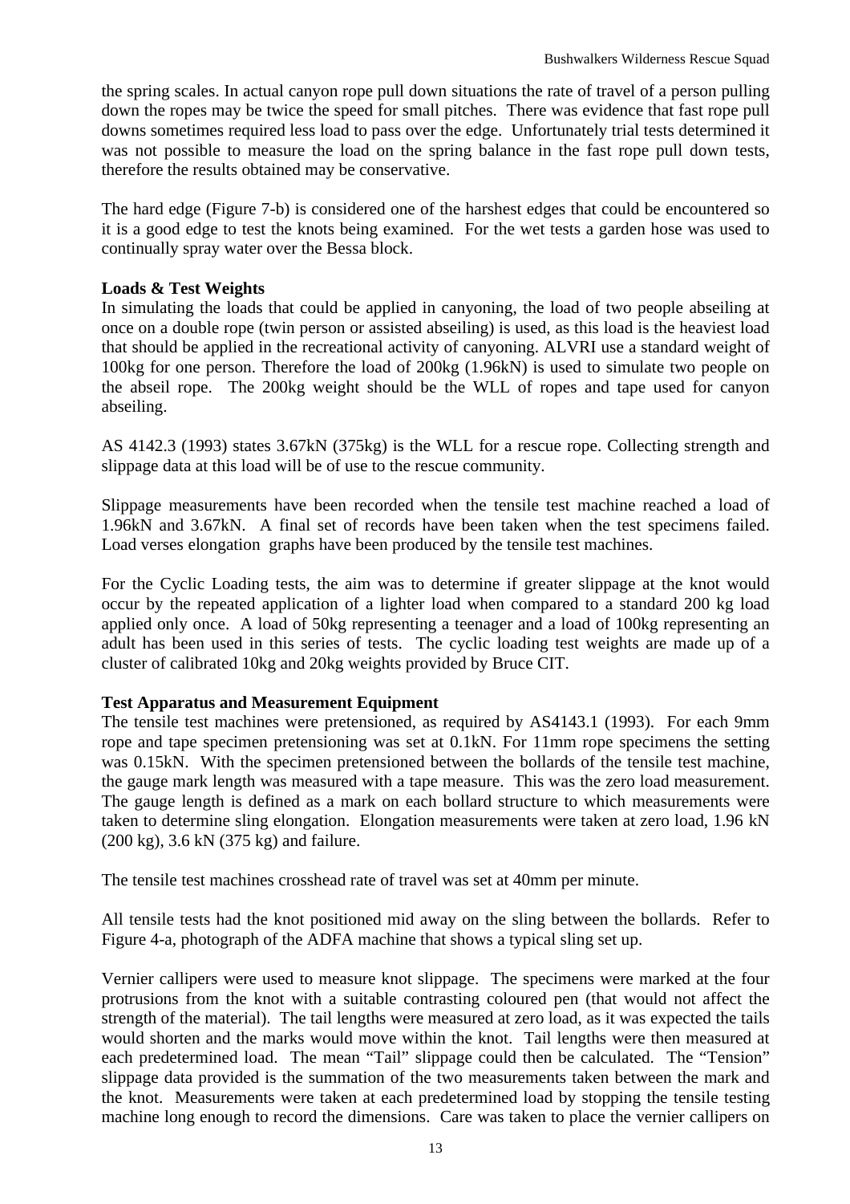the spring scales. In actual canyon rope pull down situations the rate of travel of a person pulling down the ropes may be twice the speed for small pitches. There was evidence that fast rope pull downs sometimes required less load to pass over the edge. Unfortunately trial tests determined it was not possible to measure the load on the spring balance in the fast rope pull down tests, therefore the results obtained may be conservative.

The hard edge (Figure 7-b) is considered one of the harshest edges that could be encountered so it is a good edge to test the knots being examined. For the wet tests a garden hose was used to continually spray water over the Bessa block.

**Loads & Test Weights**

In simulating the loads that could be applied in canyoning, the load of two people abseiling at once on a double rope (twin person or assisted abseiling) is used, as this load is the heaviest load that should be applied in the recreational activity of canyoning. ALVRI use a standard weight of 100kg for one person. Therefore the load of 200kg (1.96kN) is used to simulate two people on the abseil rope. The 200kg weight should be the WLL of ropes and tape used for canyon abseiling.

AS 4142.3 (1993) states 3.67kN (375kg) is the WLL for a rescue rope. Collecting strength and slippage data at this load will be of use to the rescue community.

Slippage measurements have been recorded when the tensile test machine reached a load of 1.96kN and 3.67kN. A final set of records have been taken when the test specimens failed. Load verses elongation graphs have been produced by the tensile test machines.

For the Cyclic Loading tests, the aim was to determine if greater slippage at the knot would occur by the repeated application of a lighter load when compared to a standard 200 kg load applied only once. A load of 50kg representing a teenager and a load of 100kg representing an adult has been used in this series of tests. The cyclic loading test weights are made up of a cluster of calibrated 10kg and 20kg weights provided by Bruce CIT.

**Test Apparatus and Measurement Equipment**

The tensile test machines were pretensioned, as required by AS4143.1 (1993). For each 9mm rope and tape specimen pretensioning was set at 0.1kN. For 11mm rope specimens the setting was 0.15kN. With the specimen pretensioned between the bollards of the tensile test machine, the gauge mark length was measured with a tape measure. This was the zero load measurement. The gauge length is defined as a mark on each bollard structure to which measurements were taken to determine sling elongation. Elongation measurements were taken at zero load, 1.96 kN (200 kg), 3.6 kN (375 kg) and failure.

The tensile test machines crosshead rate of travel was set at 40mm per minute.

All tensile tests had the knot positioned mid away on the sling between the bollards. Refer to Figure 4-a, photograph of the ADFA machine that shows a typical sling set up.

Vernier callipers were used to measure knot slippage. The specimens were marked at the four protrusions from the knot with a suitable contrasting coloured pen (that would not affect the strength of the material). The tail lengths were measured at zero load, as it was expected the tails would shorten and the marks would move within the knot. Tail lengths were then measured at each predetermined load. The mean "Tail" slippage could then be calculated. The "Tension" slippage data provided is the summation of the two measurements taken between the mark and the knot. Measurements were taken at each predetermined load by stopping the tensile testing machine long enough to record the dimensions. Care was taken to place the vernier callipers on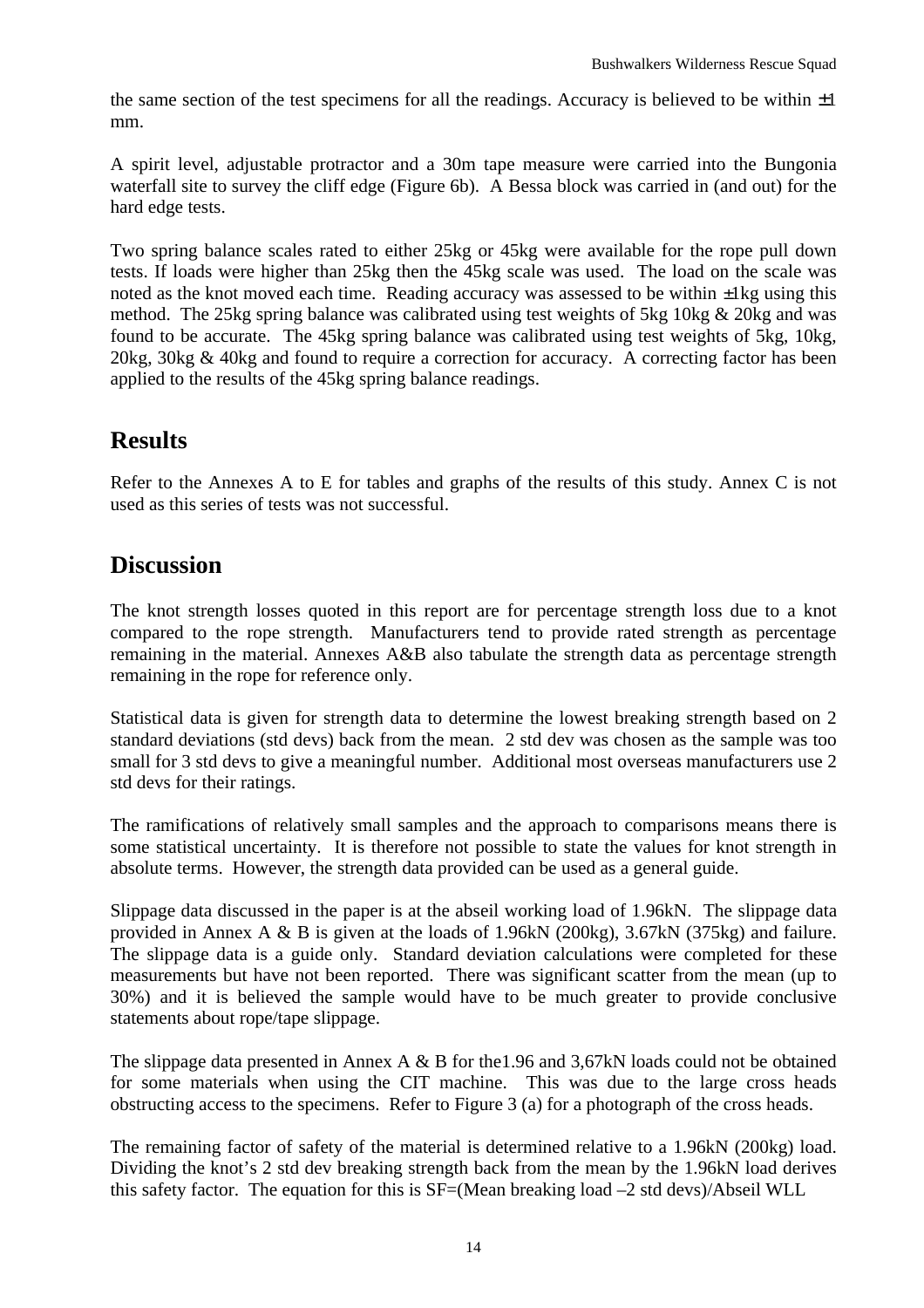the same section of the test specimens for all the readings. Accuracy is believed to be within ±1 mm.

A spirit level, adjustable protractor and a 30m tape measure were carried into the Bungonia waterfall site to survey the cliff edge (Figure 6b). A Bessa block was carried in (and out) for the hard edge tests.

Two spring balance scales rated to either 25kg or 45kg were available for the rope pull down tests. If loads were higher than 25kg then the 45kg scale was used. The load on the scale was noted as the knot moved each time. Reading accuracy was assessed to be within ±1kg using this method. The 25kg spring balance was calibrated using test weights of 5kg 10kg & 20kg and was found to be accurate. The 45kg spring balance was calibrated using test weights of 5kg, 10kg, 20kg, 30kg & 40kg and found to require a correction for accuracy. A correcting factor has been applied to the results of the 45kg spring balance readings.

# Results

Refer to the Annexes A to E for tables and graphs of the results of this study. Annex C is not used as this series of tests was not successful.

# Discussion

The knot strength losses quoted in this report are for percentage strength loss due to a knot compared to the rope strength. Manufacturers tend to provide rated strength as percentage remaining in the material. Annexes A&B also tabulate the strength data as percentage strength remaining in the rope for reference only.

Statistical data is given for strength data to determine the lowest breaking strength based on 2 standard deviations (std devs) back from the mean. 2 std dev was chosen as the sample was too small for 3 std devs to give a meaningful number. Additional most overseas manufacturers use 2 std devs for their ratings.

The ramifications of relatively small samples and the approach to comparisons means there is some statistical uncertainty. It is therefore not possible to state the values for knot strength in absolute terms. However, the strength data provided can be used as a general guide.

Slippage data discussed in the paper is at the abseil working load of 1.96kN. The slippage data provided in Annex A & B is given at the loads of 1.96kN (200kg), 3.67kN (375kg) and failure. The slippage data is a guide only. Standard deviation calculations were completed for these measurements but have not been reported. There was significant scatter from the mean (up to 30%) and it is believed the sample would have to be much greater to provide conclusive statements about rope/tape slippage.

The slippage data presented in Annex A & B for the1.96 and 3,67kN loads could not be obtained for some materials when using the CIT machine. This was due to the large cross heads obstructing access to the specimens. Refer to Figure 3 (a) for a photograph of the cross heads.

The remaining factor of safety of the material is determined relative to a 1.96kN (200kg) load. Dividing the knot's 2 std dev breaking strength back from the mean by the 1.96kN load derives this safety factor. The equation for this is SF=(Mean breaking load –2 std devs)/Abseil WLL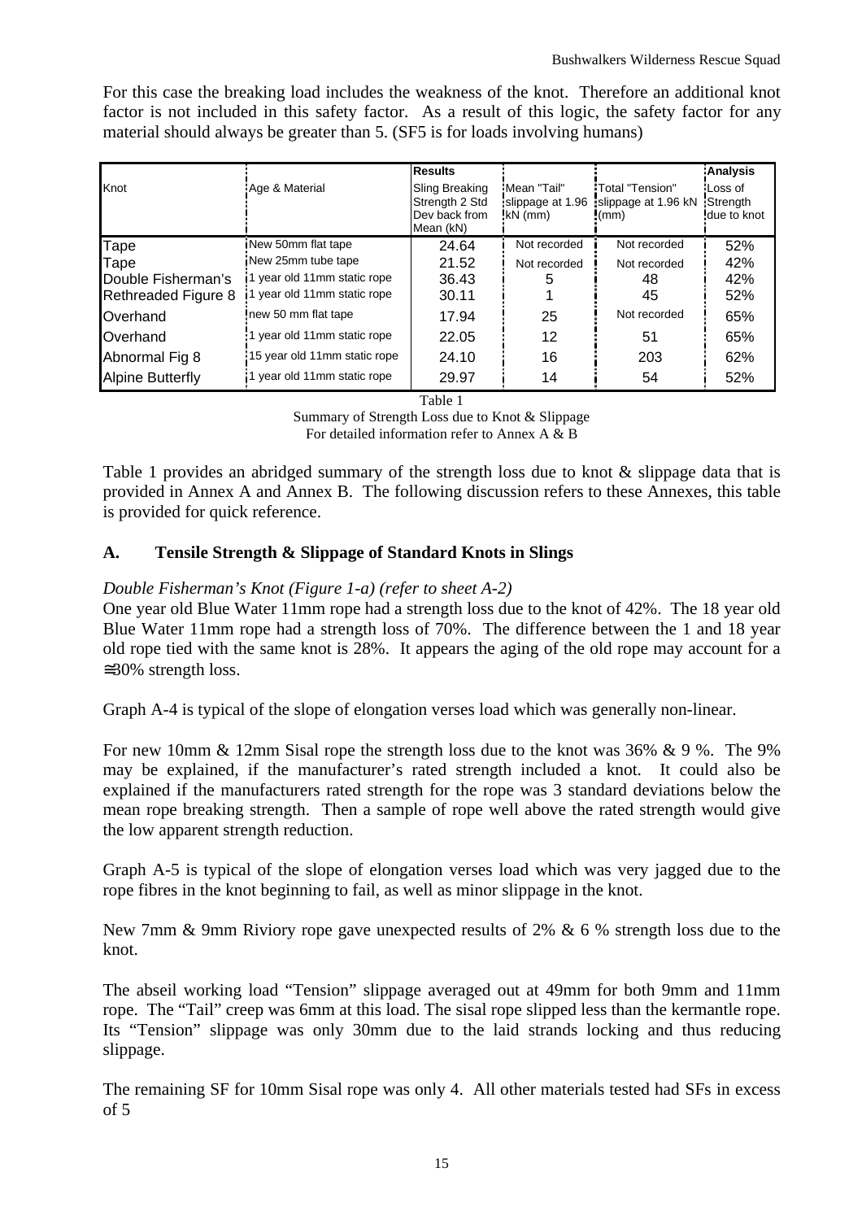For this case the breaking load includes the weakness of the knot. Therefore an additional knot factor is not included in this safety factor. As a result of this logic, the safety factor for any material should always be greater than 5. (SF5 is for loads involving humans)

| Knot | Age & Material | Results | | | Analysis |
|---|---|---|---|---|---|
| | | Sling Breaking Strength 2 Std Dev back from Mean (kN) | Mean "Tail" slippage at 1.96 kN (mm) | Total "Tension" slippage at 1.96 kN (mm) | Loss of Strength due to knot |
| Tape | New 50mm flat tape | 24.64 | Not recorded | Not recorded | 52% |
| Tape | New 25mm tube tape | 21.52 | Not recorded | Not recorded | 42% |
| Double Fisherman's | 1 year old 11mm static rope | 36.43 | 5 | 48 | 42% |
| Rethreaded Figure 8 | 1 year old 11mm static rope | 30.11 | 1 | 45 | 52% |
| Overhand | new 50 mm flat tape | 17.94 | 25 | Not recorded | 65% |
| Overhand | 1 year old 11mm static rope | 22.05 | 12 | 51 | 65% |
| Abnormal Fig 8 | 15 year old 11mm static rope | 24.10 | 16 | 203 | 62% |
| Alpine Butterfly | 1 year old 11mm static rope | 29.97 | 14 | 54 | 52% |

Table 1
Summary of Strength Loss due to Knot & Slippage
For detailed information refer to Annex A & B

Table 1 provides an abridged summary of the strength loss due to knot & slippage data that is provided in Annex A and Annex B. The following discussion refers to these Annexes, this table is provided for quick reference.

## A. Tensile Strength & Slippage of Standard Knots in Slings

*Double Fisherman's Knot (Figure 1-a) (refer to sheet A-2)*

One year old Blue Water 11mm rope had a strength loss due to the knot of 42%. The 18 year old Blue Water 11mm rope had a strength loss of 70%. The difference between the 1 and 18 year old rope tied with the same knot is 28%. It appears the aging of the old rope may account for a ≅30% strength loss.

Graph A-4 is typical of the slope of elongation verses load which was generally non-linear.

For new 10mm & 12mm Sisal rope the strength loss due to the knot was 36% & 9 %. The 9% may be explained, if the manufacturer's rated strength included a knot. It could also be explained if the manufacturers rated strength for the rope was 3 standard deviations below the mean rope breaking strength. Then a sample of rope well above the rated strength would give the low apparent strength reduction.

Graph A-5 is typical of the slope of elongation verses load which was very jagged due to the rope fibres in the knot beginning to fail, as well as minor slippage in the knot.

New 7mm & 9mm Riviory rope gave unexpected results of 2% & 6 % strength loss due to the knot.

The abseil working load "Tension" slippage averaged out at 49mm for both 9mm and 11mm rope. The "Tail" creep was 6mm at this load. The sisal rope slipped less than the kermantle rope. Its "Tension" slippage was only 30mm due to the laid strands locking and thus reducing slippage.

The remaining SF for 10mm Sisal rope was only 4. All other materials tested had SFs in excess of 5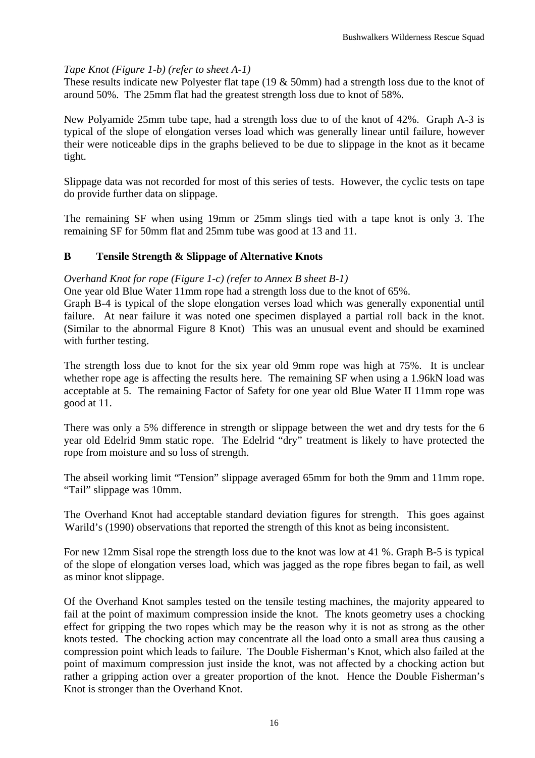*Tape Knot (Figure 1-b) (refer to sheet A-1)*
These results indicate new Polyester flat tape (19 & 50mm) had a strength loss due to the knot of around 50%. The 25mm flat had the greatest strength loss due to knot of 58%.

New Polyamide 25mm tube tape, had a strength loss due to of the knot of 42%. Graph A-3 is typical of the slope of elongation verses load which was generally linear until failure, however their were noticeable dips in the graphs believed to be due to slippage in the knot as it became tight.

Slippage data was not recorded for most of this series of tests. However, the cyclic tests on tape do provide further data on slippage.

The remaining SF when using 19mm or 25mm slings tied with a tape knot is only 3. The remaining SF for 50mm flat and 25mm tube was good at 13 and 11.

## B Tensile Strength & Slippage of Alternative Knots

*Overhand Knot for rope (Figure 1-c) (refer to Annex B sheet B-1)*
One year old Blue Water 11mm rope had a strength loss due to the knot of 65%.
Graph B-4 is typical of the slope elongation verses load which was generally exponential until failure. At near failure it was noted one specimen displayed a partial roll back in the knot. (Similar to the abnormal Figure 8 Knot) This was an unusual event and should be examined with further testing.

The strength loss due to knot for the six year old 9mm rope was high at 75%. It is unclear whether rope age is affecting the results here. The remaining SF when using a 1.96kN load was acceptable at 5. The remaining Factor of Safety for one year old Blue Water II 11mm rope was good at 11.

There was only a 5% difference in strength or slippage between the wet and dry tests for the 6 year old Edelrid 9mm static rope. The Edelrid "dry" treatment is likely to have protected the rope from moisture and so loss of strength.

The abseil working limit "Tension" slippage averaged 65mm for both the 9mm and 11mm rope. "Tail" slippage was 10mm.

The Overhand Knot had acceptable standard deviation figures for strength. This goes against Warild's (1990) observations that reported the strength of this knot as being inconsistent.

For new 12mm Sisal rope the strength loss due to the knot was low at 41 %. Graph B-5 is typical of the slope of elongation verses load, which was jagged as the rope fibres began to fail, as well as minor knot slippage.

Of the Overhand Knot samples tested on the tensile testing machines, the majority appeared to fail at the point of maximum compression inside the knot. The knots geometry uses a chocking effect for gripping the two ropes which may be the reason why it is not as strong as the other knots tested. The chocking action may concentrate all the load onto a small area thus causing a compression point which leads to failure. The Double Fisherman's Knot, which also failed at the point of maximum compression just inside the knot, was not affected by a chocking action but rather a gripping action over a greater proportion of the knot. Hence the Double Fisherman's Knot is stronger than the Overhand Knot.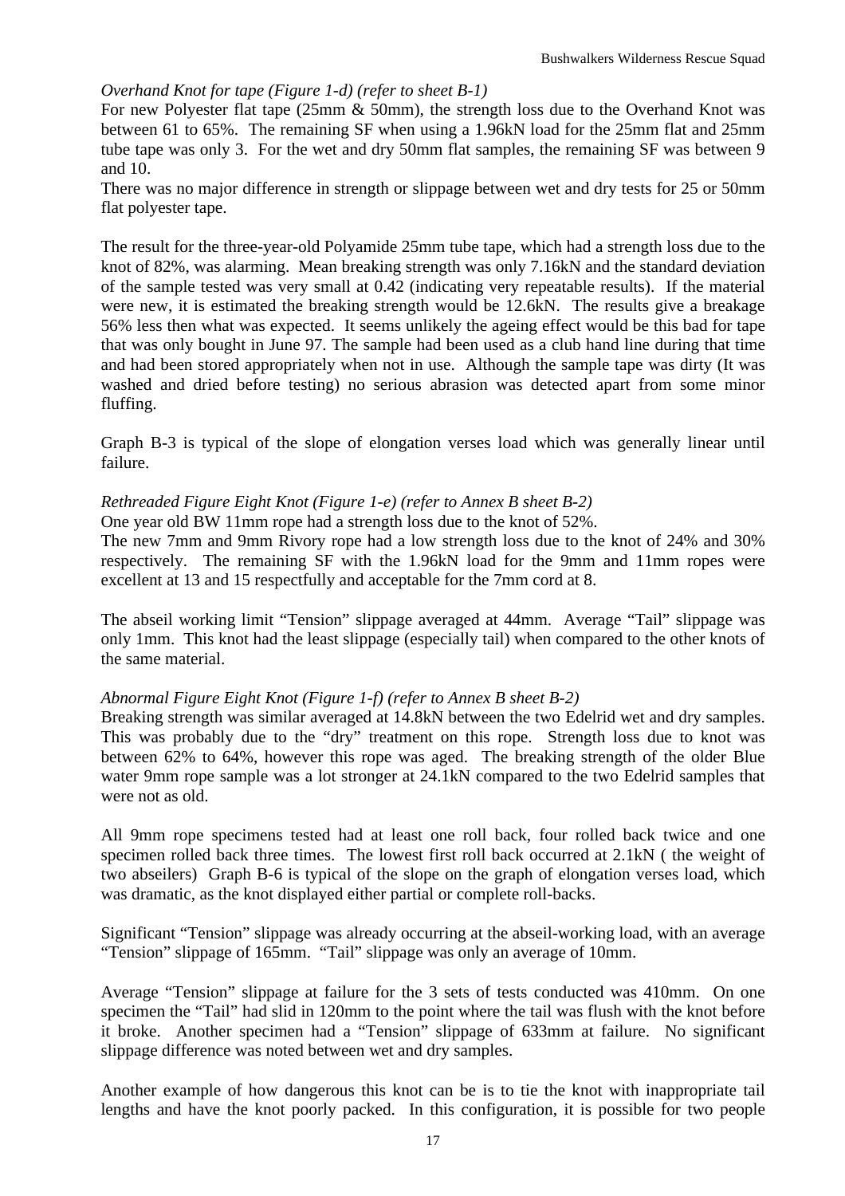*Overhand Knot for tape (Figure 1-d) (refer to sheet B-1)*

For new Polyester flat tape (25mm & 50mm), the strength loss due to the Overhand Knot was between 61 to 65%. The remaining SF when using a 1.96kN load for the 25mm flat and 25mm tube tape was only 3. For the wet and dry 50mm flat samples, the remaining SF was between 9 and 10.

There was no major difference in strength or slippage between wet and dry tests for 25 or 50mm flat polyester tape.

The result for the three-year-old Polyamide 25mm tube tape, which had a strength loss due to the knot of 82%, was alarming. Mean breaking strength was only 7.16kN and the standard deviation of the sample tested was very small at 0.42 (indicating very repeatable results). If the material were new, it is estimated the breaking strength would be 12.6kN. The results give a breakage 56% less then what was expected. It seems unlikely the ageing effect would be this bad for tape that was only bought in June 97. The sample had been used as a club hand line during that time and had been stored appropriately when not in use. Although the sample tape was dirty (It was washed and dried before testing) no serious abrasion was detected apart from some minor fluffing.

Graph B-3 is typical of the slope of elongation verses load which was generally linear until failure.

*Rethreaded Figure Eight Knot (Figure 1-e) (refer to Annex B sheet B-2)*

One year old BW 11mm rope had a strength loss due to the knot of 52%.

The new 7mm and 9mm Rivory rope had a low strength loss due to the knot of 24% and 30% respectively. The remaining SF with the 1.96kN load for the 9mm and 11mm ropes were excellent at 13 and 15 respectfully and acceptable for the 7mm cord at 8.

The abseil working limit "Tension" slippage averaged at 44mm. Average "Tail" slippage was only 1mm. This knot had the least slippage (especially tail) when compared to the other knots of the same material.

*Abnormal Figure Eight Knot (Figure 1-f) (refer to Annex B sheet B-2)*

Breaking strength was similar averaged at 14.8kN between the two Edelrid wet and dry samples. This was probably due to the "dry" treatment on this rope. Strength loss due to knot was between 62% to 64%, however this rope was aged. The breaking strength of the older Blue water 9mm rope sample was a lot stronger at 24.1kN compared to the two Edelrid samples that were not as old.

All 9mm rope specimens tested had at least one roll back, four rolled back twice and one specimen rolled back three times. The lowest first roll back occurred at 2.1kN ( the weight of two abseilers) Graph B-6 is typical of the slope on the graph of elongation verses load, which was dramatic, as the knot displayed either partial or complete roll-backs.

Significant "Tension" slippage was already occurring at the abseil-working load, with an average "Tension" slippage of 165mm. "Tail" slippage was only an average of 10mm.

Average "Tension" slippage at failure for the 3 sets of tests conducted was 410mm. On one specimen the "Tail" had slid in 120mm to the point where the tail was flush with the knot before it broke. Another specimen had a "Tension" slippage of 633mm at failure. No significant slippage difference was noted between wet and dry samples.

Another example of how dangerous this knot can be is to tie the knot with inappropriate tail lengths and have the knot poorly packed. In this configuration, it is possible for two people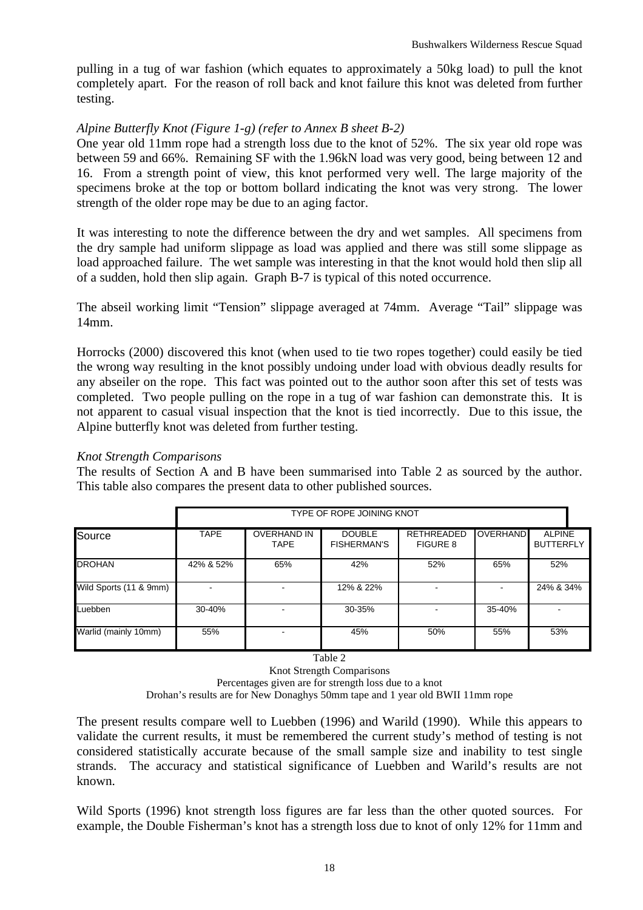pulling in a tug of war fashion (which equates to approximately a 50kg load) to pull the knot completely apart. For the reason of roll back and knot failure this knot was deleted from further testing.

*Alpine Butterfly Knot (Figure 1-g) (refer to Annex B sheet B-2)*

One year old 11mm rope had a strength loss due to the knot of 52%. The six year old rope was between 59 and 66%. Remaining SF with the 1.96kN load was very good, being between 12 and 16. From a strength point of view, this knot performed very well. The large majority of the specimens broke at the top or bottom bollard indicating the knot was very strong. The lower strength of the older rope may be due to an aging factor.

It was interesting to note the difference between the dry and wet samples. All specimens from the dry sample had uniform slippage as load was applied and there was still some slippage as load approached failure. The wet sample was interesting in that the knot would hold then slip all of a sudden, hold then slip again. Graph B-7 is typical of this noted occurrence.

The abseil working limit "Tension" slippage averaged at 74mm. Average "Tail" slippage was 14mm.

Horrocks (2000) discovered this knot (when used to tie two ropes together) could easily be tied the wrong way resulting in the knot possibly undoing under load with obvious deadly results for any abseiler on the rope. This fact was pointed out to the author soon after this set of tests was completed. Two people pulling on the rope in a tug of war fashion can demonstrate this. It is not apparent to casual visual inspection that the knot is tied incorrectly. Due to this issue, the Alpine butterfly knot was deleted from further testing.

*Knot Strength Comparisons*

The results of Section A and B have been summarised into Table 2 as sourced by the author. This table also compares the present data to other published sources.

| | TYPE OF ROPE JOINING KNOT | | | | | |
|---|---|---|---|---|---|---|
| Source | TAPE | OVERHAND IN TAPE | DOUBLE FISHERMAN'S | RETHREADED FIGURE 8 | OVERHAND | ALPINE BUTTERFLY |
| DROHAN | 42% & 52% | 65% | 42% | 52% | 65% | 52% |
| Wild Sports (11 & 9mm) | - | - | 12% & 22% | - | - | 24% & 34% |
| Luebben | 30-40% | - | 30-35% | - | 35-40% | - |
| Warlid (mainly 10mm) | 55% | - | 45% | 50% | 55% | 53% |

Table 2

Knot Strength Comparisons

Percentages given are for strength loss due to a knot

Drohan's results are for New Donaghys 50mm tape and 1 year old BWII 11mm rope

The present results compare well to Luebben (1996) and Warild (1990). While this appears to validate the current results, it must be remembered the current study's method of testing is not considered statistically accurate because of the small sample size and inability to test single strands. The accuracy and statistical significance of Luebben and Warild's results are not known.

Wild Sports (1996) knot strength loss figures are far less than the other quoted sources. For example, the Double Fisherman's knot has a strength loss due to knot of only 12% for 11mm and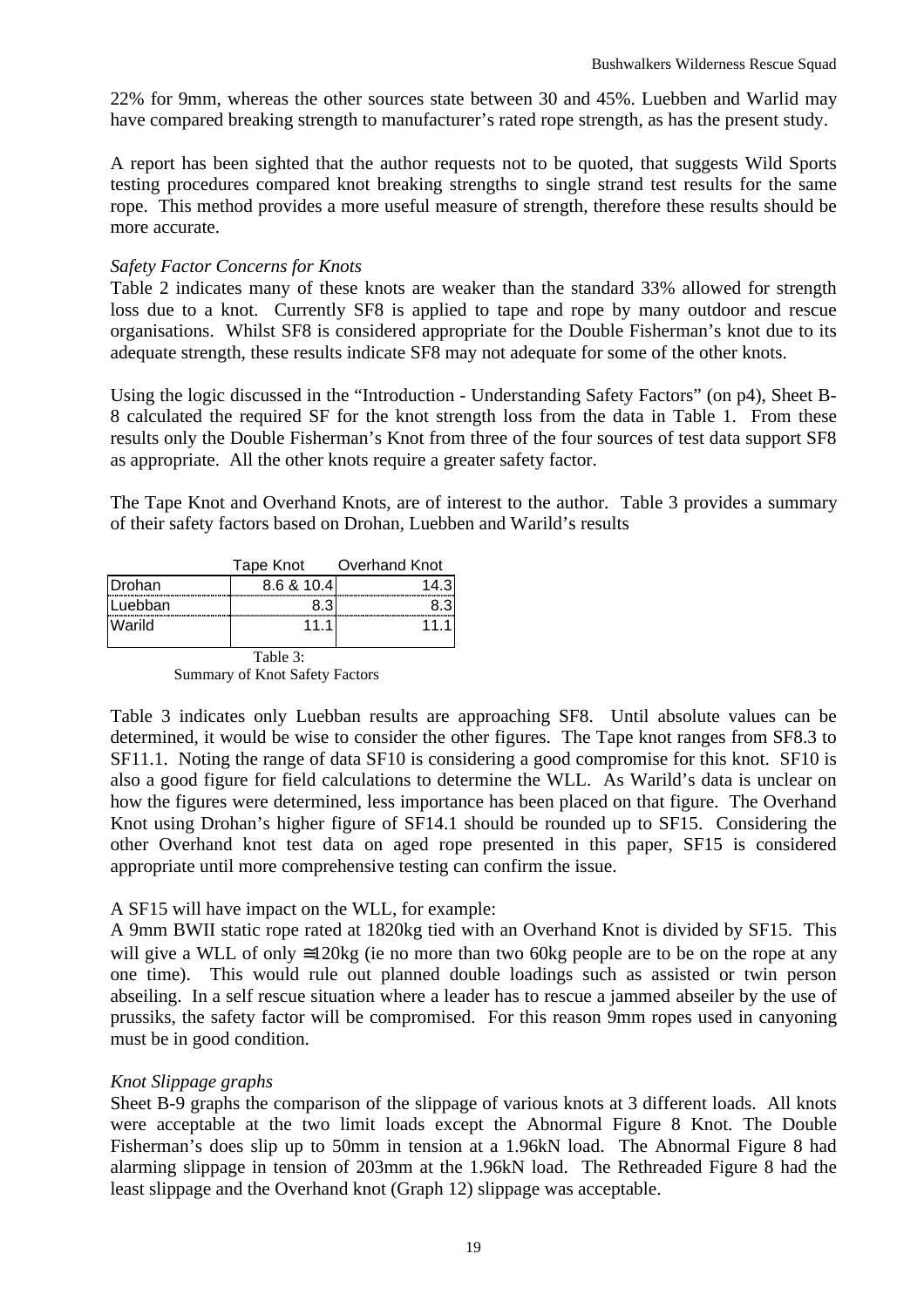22% for 9mm, whereas the other sources state between 30 and 45%. Luebben and Warlid may have compared breaking strength to manufacturer's rated rope strength, as has the present study.

A report has been sighted that the author requests not to be quoted, that suggests Wild Sports testing procedures compared knot breaking strengths to single strand test results for the same rope. This method provides a more useful measure of strength, therefore these results should be more accurate.

*Safety Factor Concerns for Knots*

Table 2 indicates many of these knots are weaker than the standard 33% allowed for strength loss due to a knot. Currently SF8 is applied to tape and rope by many outdoor and rescue organisations. Whilst SF8 is considered appropriate for the Double Fisherman's knot due to its adequate strength, these results indicate SF8 may not adequate for some of the other knots.

Using the logic discussed in the "Introduction - Understanding Safety Factors" (on p4), Sheet B-8 calculated the required SF for the knot strength loss from the data in Table 1. From these results only the Double Fisherman's Knot from three of the four sources of test data support SF8 as appropriate. All the other knots require a greater safety factor.

The Tape Knot and Overhand Knots, are of interest to the author. Table 3 provides a summary of their safety factors based on Drohan, Luebben and Warild's results

| | Tape Knot | Overhand Knot |
|---|---|---|
| Drohan | 8.6 & 10.4 | 14.3 |
| Luebban | 8.3 | 8.3 |
| Warild | 11.1 | 11.1 |

Table 3:
Summary of Knot Safety Factors

Table 3 indicates only Luebban results are approaching SF8. Until absolute values can be determined, it would be wise to consider the other figures. The Tape knot ranges from SF8.3 to SF11.1. Noting the range of data SF10 is considering a good compromise for this knot. SF10 is also a good figure for field calculations to determine the WLL. As Warild's data is unclear on how the figures were determined, less importance has been placed on that figure. The Overhand Knot using Drohan's higher figure of SF14.1 should be rounded up to SF15. Considering the other Overhand knot test data on aged rope presented in this paper, SF15 is considered appropriate until more comprehensive testing can confirm the issue.

A SF15 will have impact on the WLL, for example:
A 9mm BWII static rope rated at 1820kg tied with an Overhand Knot is divided by SF15. This will give a WLL of only ≅120kg (ie no more than two 60kg people are to be on the rope at any one time). This would rule out planned double loadings such as assisted or twin person abseiling. In a self rescue situation where a leader has to rescue a jammed abseiler by the use of prussiks, the safety factor will be compromised. For this reason 9mm ropes used in canyoning must be in good condition.

*Knot Slippage graphs*

Sheet B-9 graphs the comparison of the slippage of various knots at 3 different loads. All knots were acceptable at the two limit loads except the Abnormal Figure 8 Knot. The Double Fisherman's does slip up to 50mm in tension at a 1.96kN load. The Abnormal Figure 8 had alarming slippage in tension of 203mm at the 1.96kN load. The Rethreaded Figure 8 had the least slippage and the Overhand knot (Graph 12) slippage was acceptable.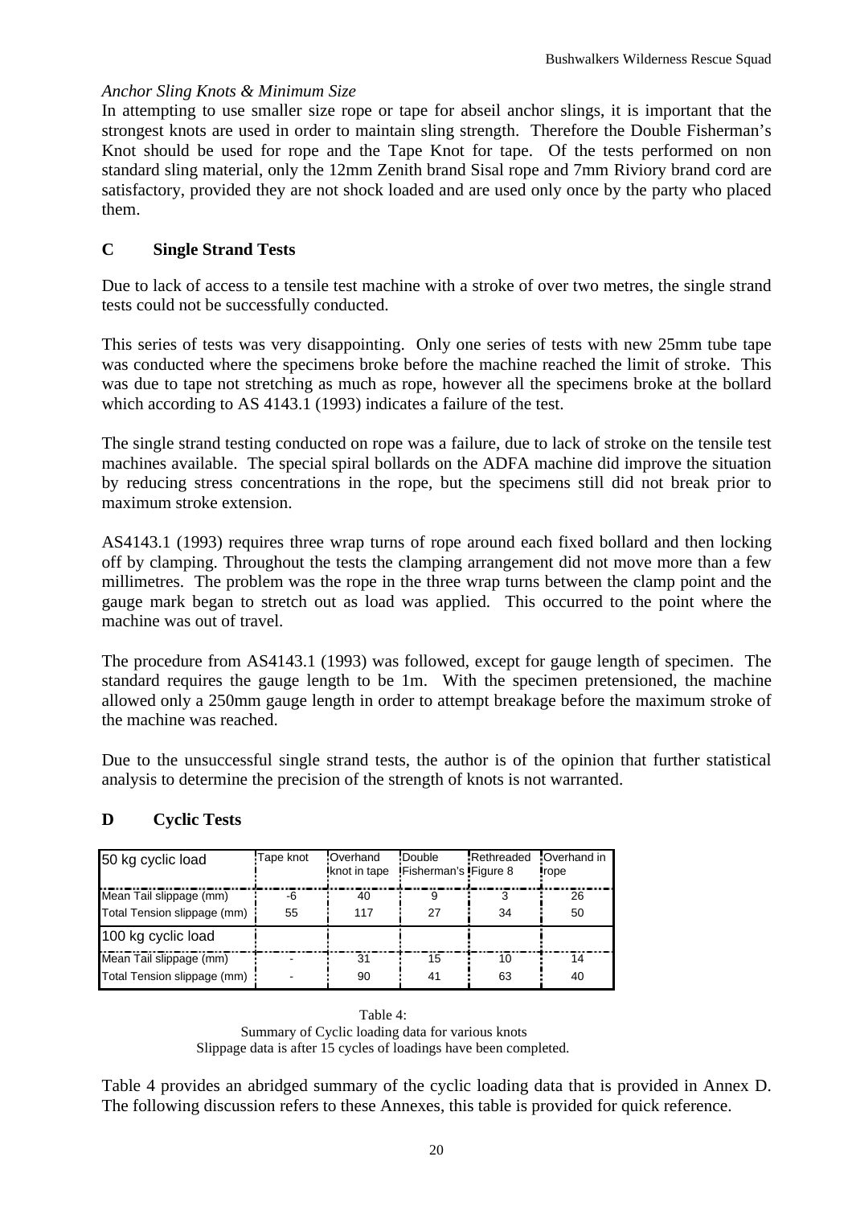*Anchor Sling Knots & Minimum Size*

In attempting to use smaller size rope or tape for abseil anchor slings, it is important that the strongest knots are used in order to maintain sling strength. Therefore the Double Fisherman's Knot should be used for rope and the Tape Knot for tape. Of the tests performed on non standard sling material, only the 12mm Zenith brand Sisal rope and 7mm Riviory brand cord are satisfactory, provided they are not shock loaded and are used only once by the party who placed them.

## C Single Strand Tests

Due to lack of access to a tensile test machine with a stroke of over two metres, the single strand tests could not be successfully conducted.

This series of tests was very disappointing. Only one series of tests with new 25mm tube tape was conducted where the specimens broke before the machine reached the limit of stroke. This was due to tape not stretching as much as rope, however all the specimens broke at the bollard which according to AS 4143.1 (1993) indicates a failure of the test.

The single strand testing conducted on rope was a failure, due to lack of stroke on the tensile test machines available. The special spiral bollards on the ADFA machine did improve the situation by reducing stress concentrations in the rope, but the specimens still did not break prior to maximum stroke extension.

AS4143.1 (1993) requires three wrap turns of rope around each fixed bollard and then locking off by clamping. Throughout the tests the clamping arrangement did not move more than a few millimetres. The problem was the rope in the three wrap turns between the clamp point and the gauge mark began to stretch out as load was applied. This occurred to the point where the machine was out of travel.

The procedure from AS4143.1 (1993) was followed, except for gauge length of specimen. The standard requires the gauge length to be 1m. With the specimen pretensioned, the machine allowed only a 250mm gauge length in order to attempt breakage before the maximum stroke of the machine was reached.

Due to the unsuccessful single strand tests, the author is of the opinion that further statistical analysis to determine the precision of the strength of knots is not warranted.

## D Cyclic Tests

| 50 kg cyclic load | Tape knot | Overhand knot in tape | Double Fisherman's | Rethreaded Figure 8 | Overhand in rope |
|---|---|---|---|---|---|
| Mean Tail slippage (mm) | -6 | 40 | 9 | 3 | 26 |
| Total Tension slippage (mm) | 55 | 117 | 27 | 34 | 50 |
| **100 kg cyclic load** | | | | | |
| Mean Tail slippage (mm) | - | 31 | 15 | 10 | 14 |
| Total Tension slippage (mm) | - | 90 | 41 | 63 | 40 |

Table 4:
Summary of Cyclic loading data for various knots
Slippage data is after 15 cycles of loadings have been completed.

Table 4 provides an abridged summary of the cyclic loading data that is provided in Annex D. The following discussion refers to these Annexes, this table is provided for quick reference.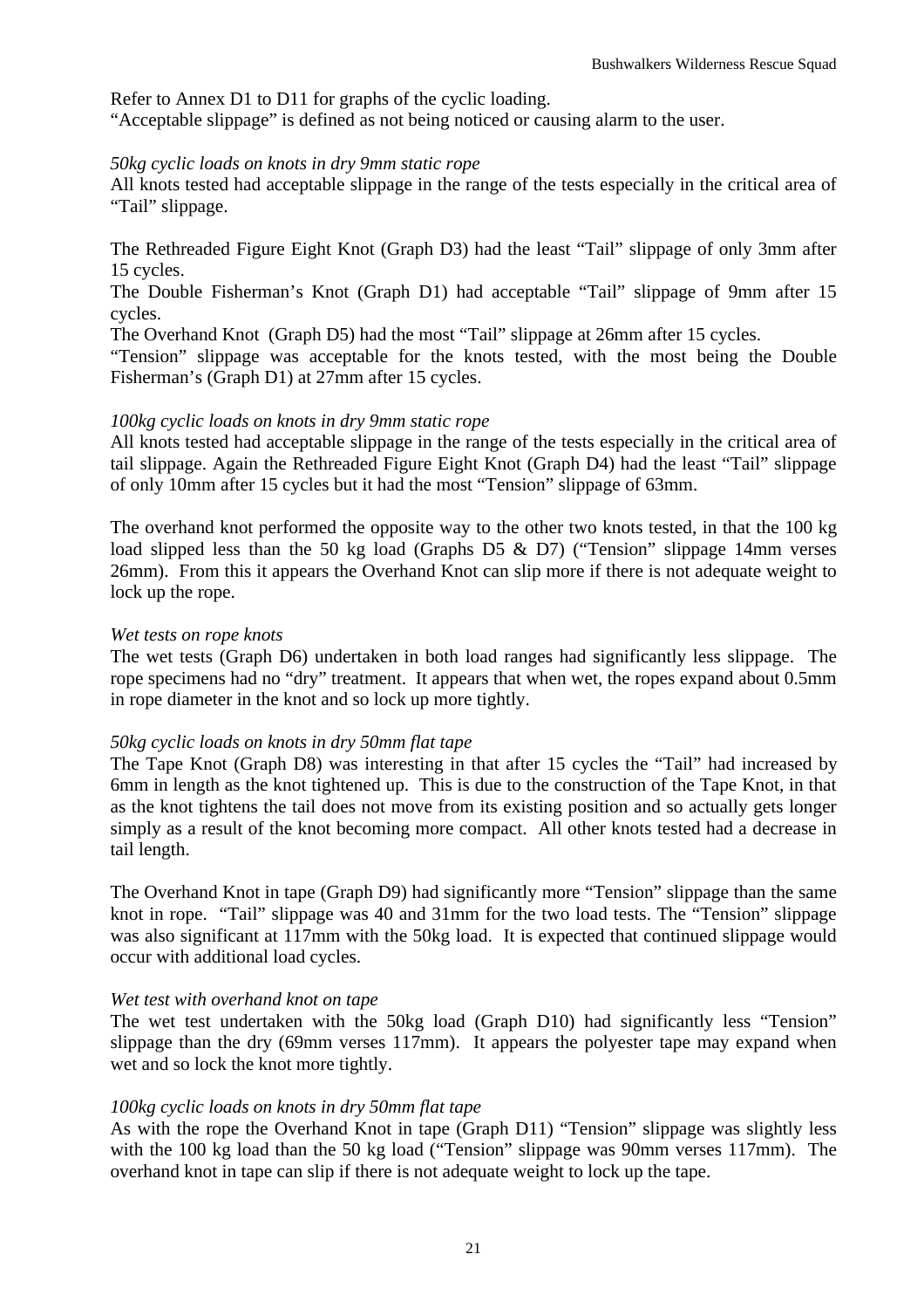Refer to Annex D1 to D11 for graphs of the cyclic loading.
“Acceptable slippage” is defined as not being noticed or causing alarm to the user.

*50kg cyclic loads on knots in dry 9mm static rope*
All knots tested had acceptable slippage in the range of the tests especially in the critical area of “Tail” slippage.

The Rethreaded Figure Eight Knot (Graph D3) had the least “Tail” slippage of only 3mm after 15 cycles.
The Double Fisherman’s Knot (Graph D1) had acceptable “Tail” slippage of 9mm after 15 cycles.
The Overhand Knot (Graph D5) had the most “Tail” slippage at 26mm after 15 cycles.
“Tension” slippage was acceptable for the knots tested, with the most being the Double Fisherman’s (Graph D1) at 27mm after 15 cycles.

*100kg cyclic loads on knots in dry 9mm static rope*
All knots tested had acceptable slippage in the range of the tests especially in the critical area of tail slippage. Again the Rethreaded Figure Eight Knot (Graph D4) had the least “Tail” slippage of only 10mm after 15 cycles but it had the most “Tension” slippage of 63mm.

The overhand knot performed the opposite way to the other two knots tested, in that the 100 kg load slipped less than the 50 kg load (Graphs D5 & D7) (“Tension” slippage 14mm verses 26mm). From this it appears the Overhand Knot can slip more if there is not adequate weight to lock up the rope.

*Wet tests on rope knots*
The wet tests (Graph D6) undertaken in both load ranges had significantly less slippage. The rope specimens had no “dry” treatment. It appears that when wet, the ropes expand about 0.5mm in rope diameter in the knot and so lock up more tightly.

*50kg cyclic loads on knots in dry 50mm flat tape*
The Tape Knot (Graph D8) was interesting in that after 15 cycles the “Tail” had increased by 6mm in length as the knot tightened up. This is due to the construction of the Tape Knot, in that as the knot tightens the tail does not move from its existing position and so actually gets longer simply as a result of the knot becoming more compact. All other knots tested had a decrease in tail length.

The Overhand Knot in tape (Graph D9) had significantly more “Tension” slippage than the same knot in rope. “Tail” slippage was 40 and 31mm for the two load tests. The “Tension” slippage was also significant at 117mm with the 50kg load. It is expected that continued slippage would occur with additional load cycles.

*Wet test with overhand knot on tape*
The wet test undertaken with the 50kg load (Graph D10) had significantly less “Tension” slippage than the dry (69mm verses 117mm). It appears the polyester tape may expand when wet and so lock the knot more tightly.

*100kg cyclic loads on knots in dry 50mm flat tape*
As with the rope the Overhand Knot in tape (Graph D11) “Tension” slippage was slightly less with the 100 kg load than the 50 kg load (“Tension” slippage was 90mm verses 117mm). The overhand knot in tape can slip if there is not adequate weight to lock up the tape.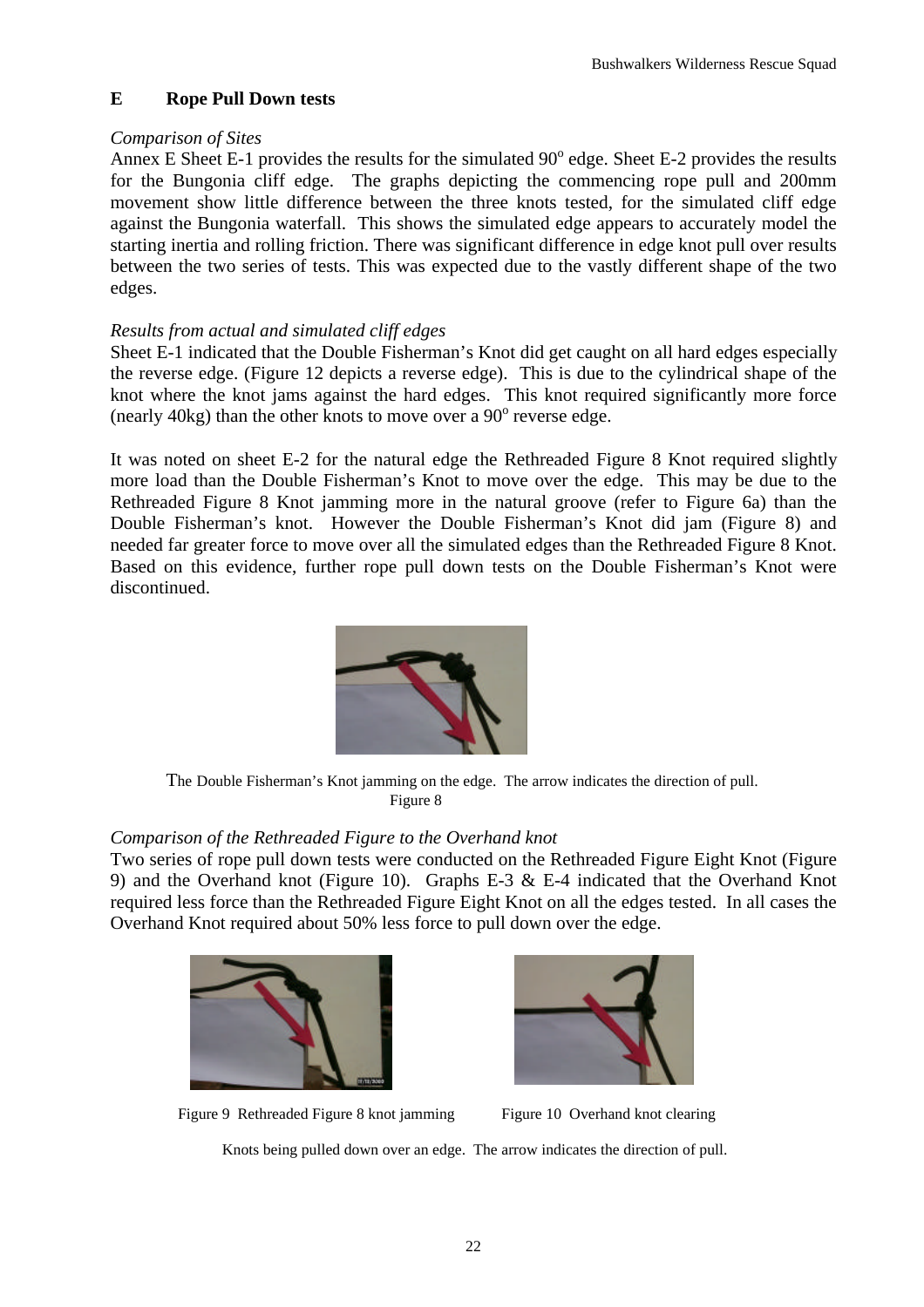## E Rope Pull Down tests

*Comparison of Sites*

Annex E Sheet E-1 provides the results for the simulated 90$^o$ edge. Sheet E-2 provides the results for the Bungonia cliff edge. The graphs depicting the commencing rope pull and 200mm movement show little difference between the three knots tested, for the simulated cliff edge against the Bungonia waterfall. This shows the simulated edge appears to accurately model the starting inertia and rolling friction. There was significant difference in edge knot pull over results between the two series of tests. This was expected due to the vastly different shape of the two edges.

*Results from actual and simulated cliff edges*

Sheet E-1 indicated that the Double Fisherman's Knot did get caught on all hard edges especially the reverse edge. (Figure 12 depicts a reverse edge). This is due to the cylindrical shape of the knot where the knot jams against the hard edges. This knot required significantly more force (nearly 40kg) than the other knots to move over a 90$^o$ reverse edge.

It was noted on sheet E-2 for the natural edge the Rethreaded Figure 8 Knot required slightly more load than the Double Fisherman's Knot to move over the edge. This may be due to the Rethreaded Figure 8 Knot jamming more in the natural groove (refer to Figure 6a) than the Double Fisherman's knot. However the Double Fisherman's Knot did jam (Figure 8) and needed far greater force to move over all the simulated edges than the Rethreaded Figure 8 Knot. Based on this evidence, further rope pull down tests on the Double Fisherman's Knot were discontinued.

The Double Fisherman's Knot jamming on the edge. The arrow indicates the direction of pull.
Figure 8

*Comparison of the Rethreaded Figure to the Overhand knot*

Two series of rope pull down tests were conducted on the Rethreaded Figure Eight Knot (Figure 9) and the Overhand knot (Figure 10). Graphs E-3 & E-4 indicated that the Overhand Knot required less force than the Rethreaded Figure Eight Knot on all the edges tested. In all cases the Overhand Knot required about 50% less force to pull down over the edge.

Figure 9 Rethreaded Figure 8 knot jamming

Figure 10 Overhand knot clearing

Knots being pulled down over an edge. The arrow indicates the direction of pull.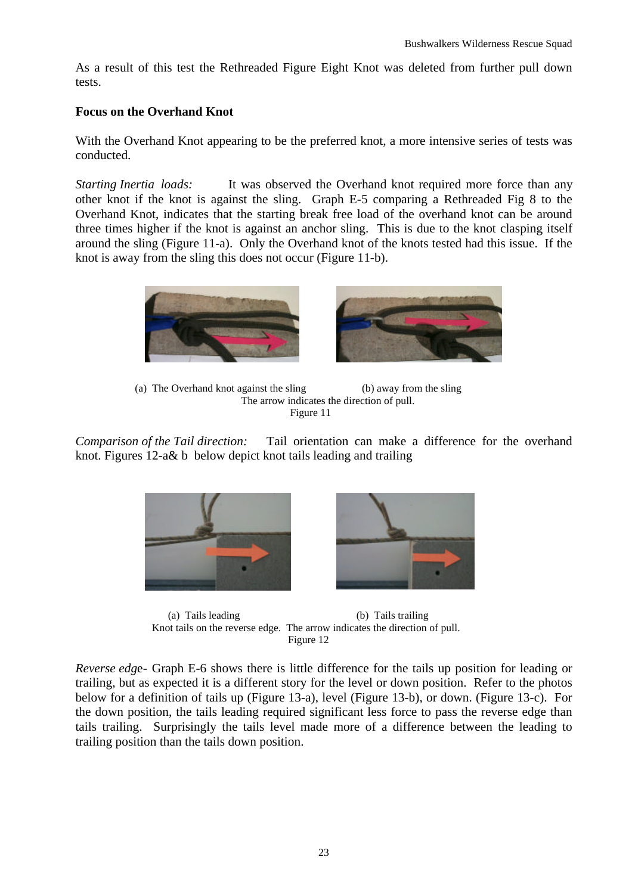As a result of this test the Rethreaded Figure Eight Knot was deleted from further pull down tests.

**Focus on the Overhand Knot**

With the Overhand Knot appearing to be the preferred knot, a more intensive series of tests was conducted.

*Starting Inertia loads:* It was observed the Overhand knot required more force than any other knot if the knot is against the sling. Graph E-5 comparing a Rethreaded Fig 8 to the Overhand Knot, indicates that the starting break free load of the overhand knot can be around three times higher if the knot is against an anchor sling. This is due to the knot clasping itself around the sling (Figure 11-a). Only the Overhand knot of the knots tested had this issue. If the knot is away from the sling this does not occur (Figure 11-b).

(a) The Overhand knot against the sling (b) away from the sling
The arrow indicates the direction of pull.
Figure 11

*Comparison of the Tail direction:* Tail orientation can make a difference for the overhand knot. Figures 12-a& b below depict knot tails leading and trailing

(a) Tails leading (b) Tails trailing
Knot tails on the reverse edge. The arrow indicates the direction of pull.
Figure 12

*Reverse edg*e- Graph E-6 shows there is little difference for the tails up position for leading or trailing, but as expected it is a different story for the level or down position. Refer to the photos below for a definition of tails up (Figure 13-a), level (Figure 13-b), or down. (Figure 13-c). For the down position, the tails leading required significant less force to pass the reverse edge than tails trailing. Surprisingly the tails level made more of a difference between the leading to trailing position than the tails down position.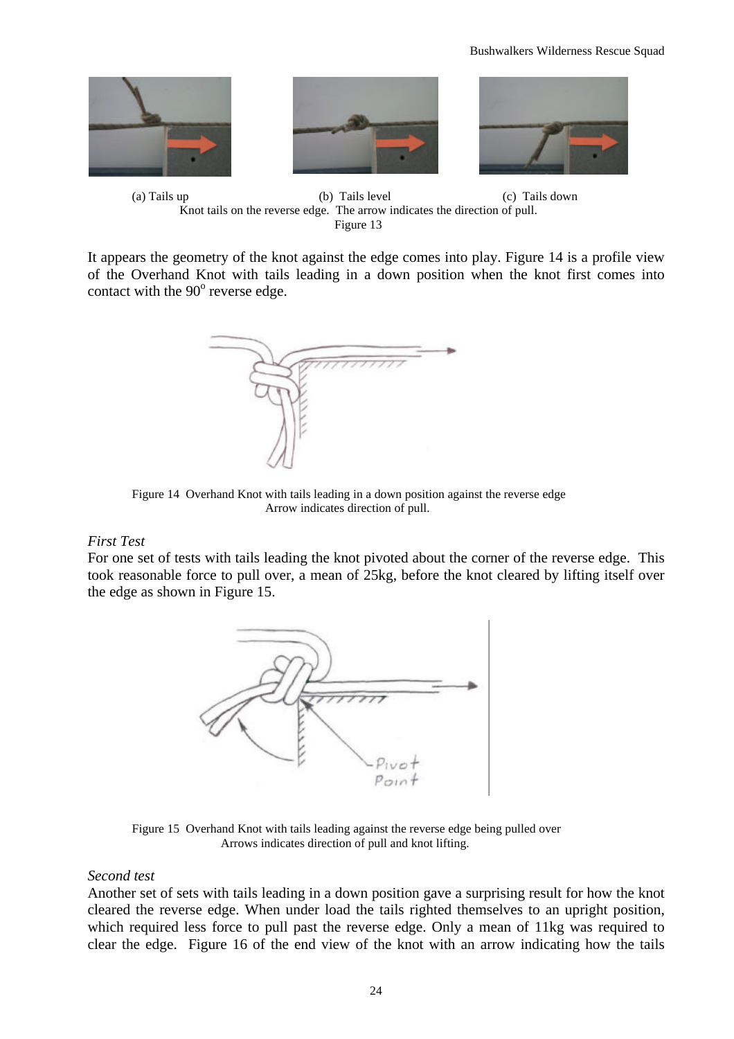(a) Tails up (b) Tails level (c) Tails down

Knot tails on the reverse edge. The arrow indicates the direction of pull.

Figure 13

It appears the geometry of the knot against the edge comes into play. Figure 14 is a profile view of the Overhand Knot with tails leading in a down position when the knot first comes into contact with the 90$^{o}$ reverse edge.

Figure 14 Overhand Knot with tails leading in a down position against the reverse edge
Arrow indicates direction of pull.

*First Test*

For one set of tests with tails leading the knot pivoted about the corner of the reverse edge. This took reasonable force to pull over, a mean of 25kg, before the knot cleared by lifting itself over the edge as shown in Figure 15.

Figure 15 Overhand Knot with tails leading against the reverse edge being pulled over
Arrows indicates direction of pull and knot lifting.

*Second test*

Another set of sets with tails leading in a down position gave a surprising result for how the knot cleared the reverse edge. When under load the tails righted themselves to an upright position, which required less force to pull past the reverse edge. Only a mean of 11kg was required to clear the edge. Figure 16 of the end view of the knot with an arrow indicating how the tails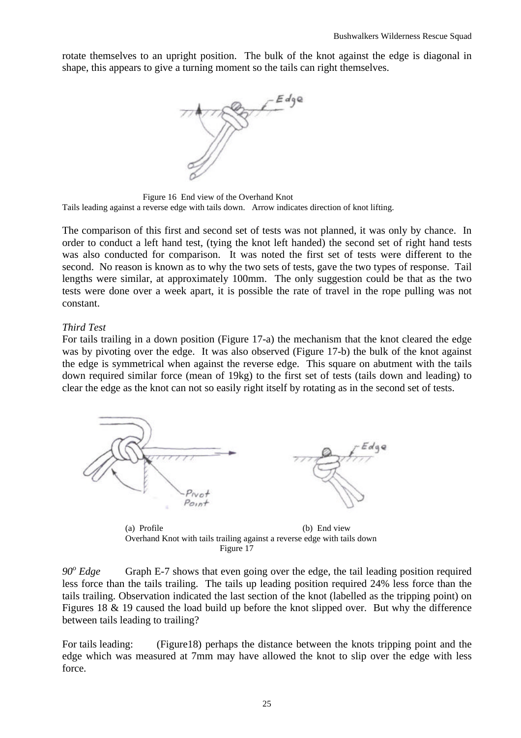rotate themselves to an upright position. The bulk of the knot against the edge is diagonal in shape, this appears to give a turning moment so the tails can right themselves.

Figure 16 End view of the Overhand Knot
Tails leading against a reverse edge with tails down. Arrow indicates direction of knot lifting.

The comparison of this first and second set of tests was not planned, it was only by chance. In order to conduct a left hand test, (tying the knot left handed) the second set of right hand tests was also conducted for comparison. It was noted the first set of tests were different to the second. No reason is known as to why the two sets of tests, gave the two types of response. Tail lengths were similar, at approximately 100mm. The only suggestion could be that as the two tests were done over a week apart, it is possible the rate of travel in the rope pulling was not constant.

*Third Test*

For tails trailing in a down position (Figure 17-a) the mechanism that the knot cleared the edge was by pivoting over the edge. It was also observed (Figure 17-b) the bulk of the knot against the edge is symmetrical when against the reverse edge. This square on abutment with the tails down required similar force (mean of 19kg) to the first set of tests (tails down and leading) to clear the edge as the knot can not so easily right itself by rotating as in the second set of tests.

(a) Profile (b) End view
Overhand Knot with tails trailing against a reverse edge with tails down
Figure 17

*90° Edge* Graph E-7 shows that even going over the edge, the tail leading position required less force than the tails trailing. The tails up leading position required 24% less force than the tails trailing. Observation indicated the last section of the knot (labelled as the tripping point) on Figures 18 & 19 caused the load build up before the knot slipped over. But why the difference between tails leading to trailing?

For tails leading: (Figure18) perhaps the distance between the knots tripping point and the edge which was measured at 7mm may have allowed the knot to slip over the edge with less force.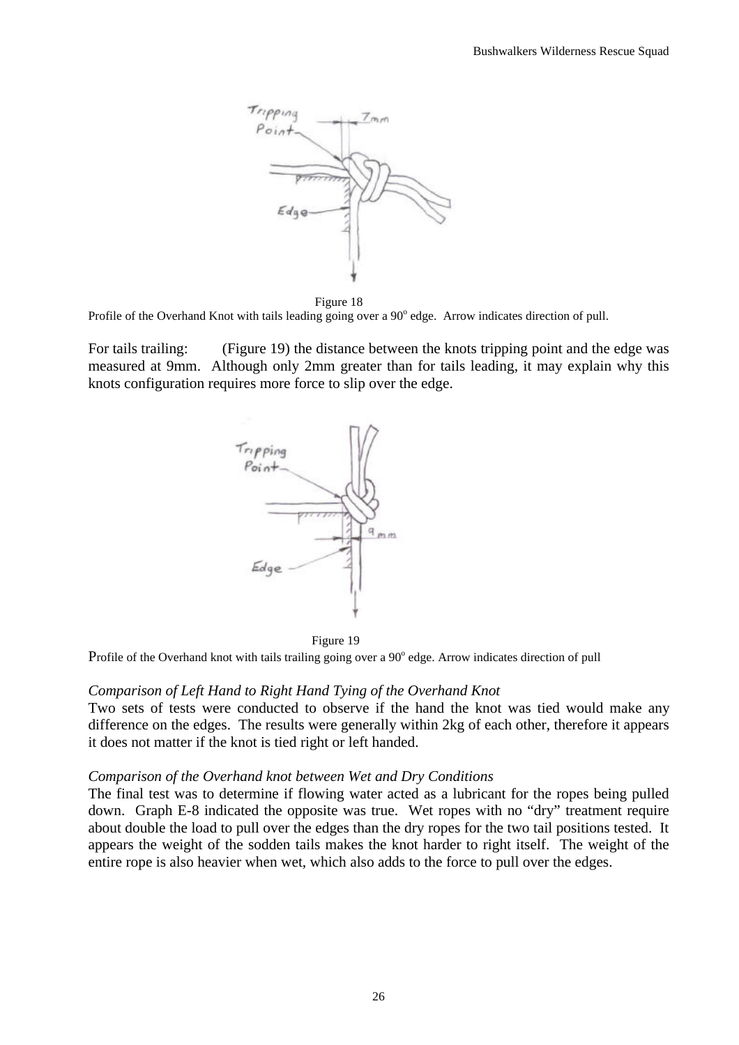Figure 18

Profile of the Overhand Knot with tails leading going over a 90$^o$ edge. Arrow indicates direction of pull.

For tails trailing: (Figure 19) the distance between the knots tripping point and the edge was measured at 9mm. Although only 2mm greater than for tails leading, it may explain why this knots configuration requires more force to slip over the edge.

Figure 19

Profile of the Overhand knot with tails trailing going over a 90$^o$ edge. Arrow indicates direction of pull

*Comparison of Left Hand to Right Hand Tying of the Overhand Knot*

Two sets of tests were conducted to observe if the hand the knot was tied would make any difference on the edges. The results were generally within 2kg of each other, therefore it appears it does not matter if the knot is tied right or left handed.

*Comparison of the Overhand knot between Wet and Dry Conditions*

The final test was to determine if flowing water acted as a lubricant for the ropes being pulled down. Graph E-8 indicated the opposite was true. Wet ropes with no "dry" treatment require about double the load to pull over the edges than the dry ropes for the two tail positions tested. It appears the weight of the sodden tails makes the knot harder to right itself. The weight of the entire rope is also heavier when wet, which also adds to the force to pull over the edges.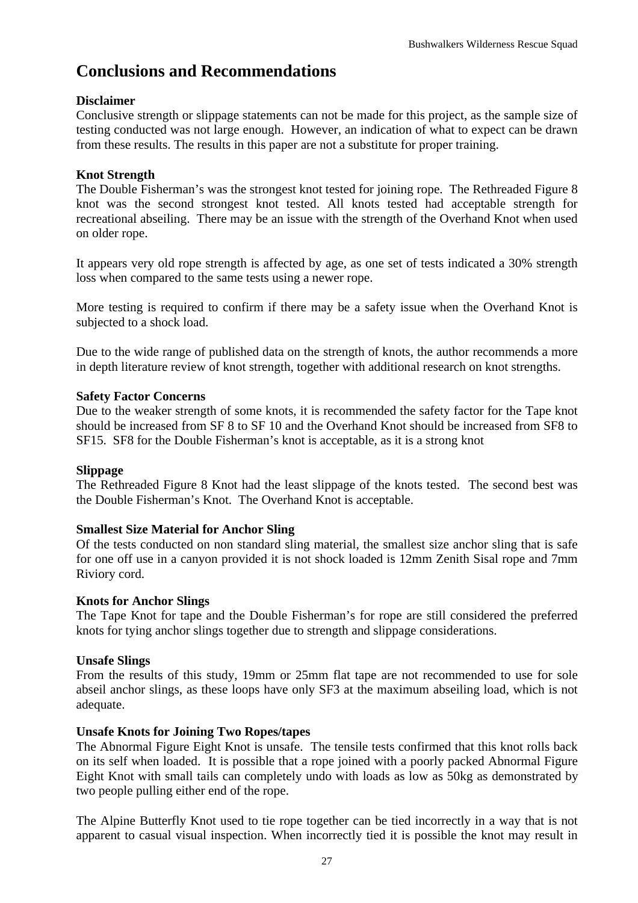# Conclusions and Recommendations

**Disclaimer**

Conclusive strength or slippage statements can not be made for this project, as the sample size of testing conducted was not large enough. However, an indication of what to expect can be drawn from these results. The results in this paper are not a substitute for proper training.

**Knot Strength**

The Double Fisherman's was the strongest knot tested for joining rope. The Rethreaded Figure 8 knot was the second strongest knot tested. All knots tested had acceptable strength for recreational abseiling. There may be an issue with the strength of the Overhand Knot when used on older rope.

It appears very old rope strength is affected by age, as one set of tests indicated a 30% strength loss when compared to the same tests using a newer rope.

More testing is required to confirm if there may be a safety issue when the Overhand Knot is subjected to a shock load.

Due to the wide range of published data on the strength of knots, the author recommends a more in depth literature review of knot strength, together with additional research on knot strengths.

**Safety Factor Concerns**

Due to the weaker strength of some knots, it is recommended the safety factor for the Tape knot should be increased from SF 8 to SF 10 and the Overhand Knot should be increased from SF8 to SF15. SF8 for the Double Fisherman's knot is acceptable, as it is a strong knot

**Slippage**

The Rethreaded Figure 8 Knot had the least slippage of the knots tested. The second best was the Double Fisherman's Knot. The Overhand Knot is acceptable.

**Smallest Size Material for Anchor Sling**

Of the tests conducted on non standard sling material, the smallest size anchor sling that is safe for one off use in a canyon provided it is not shock loaded is 12mm Zenith Sisal rope and 7mm Riviory cord.

**Knots for Anchor Slings**

The Tape Knot for tape and the Double Fisherman's for rope are still considered the preferred knots for tying anchor slings together due to strength and slippage considerations.

**Unsafe Slings**

From the results of this study, 19mm or 25mm flat tape are not recommended to use for sole abseil anchor slings, as these loops have only SF3 at the maximum abseiling load, which is not adequate.

**Unsafe Knots for Joining Two Ropes/tapes**

The Abnormal Figure Eight Knot is unsafe. The tensile tests confirmed that this knot rolls back on its self when loaded. It is possible that a rope joined with a poorly packed Abnormal Figure Eight Knot with small tails can completely undo with loads as low as 50kg as demonstrated by two people pulling either end of the rope.

The Alpine Butterfly Knot used to tie rope together can be tied incorrectly in a way that is not apparent to casual visual inspection. When incorrectly tied it is possible the knot may result in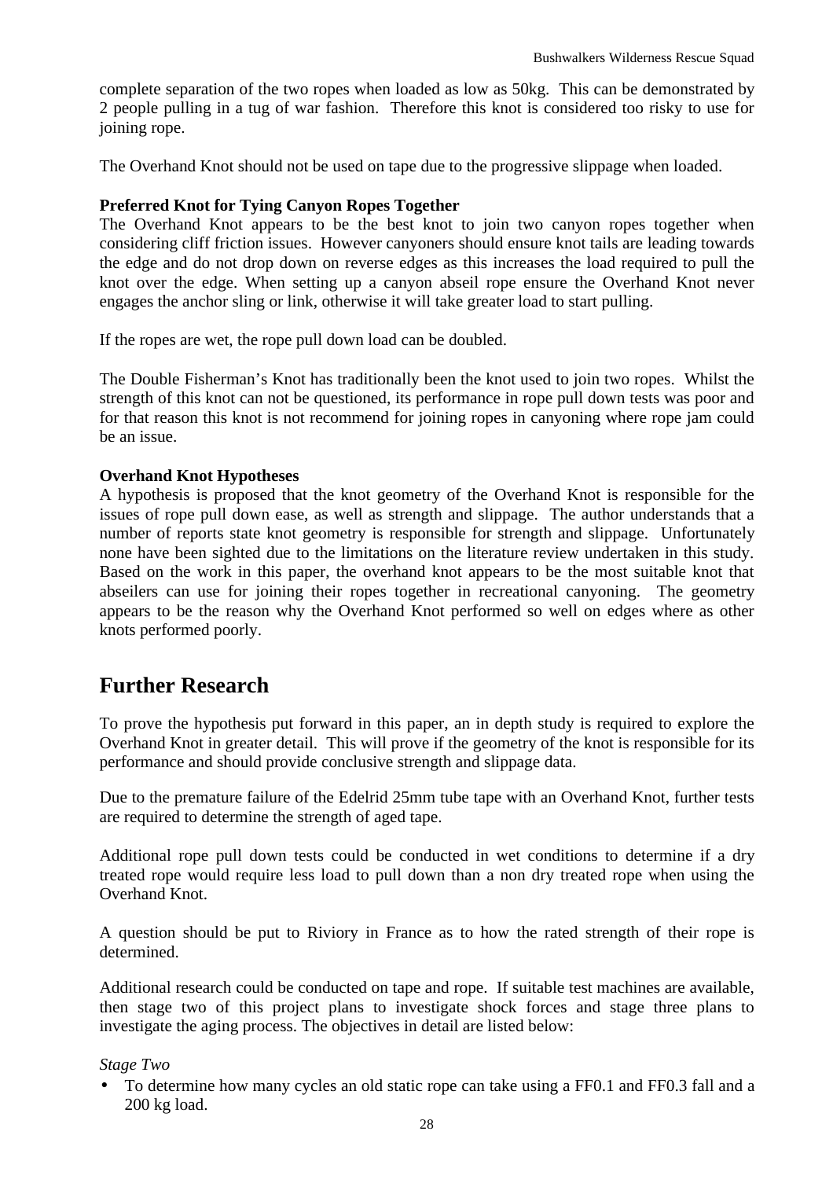complete separation of the two ropes when loaded as low as 50kg. This can be demonstrated by 2 people pulling in a tug of war fashion. Therefore this knot is considered too risky to use for joining rope.

The Overhand Knot should not be used on tape due to the progressive slippage when loaded.

**Preferred Knot for Tying Canyon Ropes Together**
The Overhand Knot appears to be the best knot to join two canyon ropes together when considering cliff friction issues. However canyoners should ensure knot tails are leading towards the edge and do not drop down on reverse edges as this increases the load required to pull the knot over the edge. When setting up a canyon abseil rope ensure the Overhand Knot never engages the anchor sling or link, otherwise it will take greater load to start pulling.

If the ropes are wet, the rope pull down load can be doubled.

The Double Fisherman's Knot has traditionally been the knot used to join two ropes. Whilst the strength of this knot can not be questioned, its performance in rope pull down tests was poor and for that reason this knot is not recommend for joining ropes in canyoning where rope jam could be an issue.

**Overhand Knot Hypotheses**
A hypothesis is proposed that the knot geometry of the Overhand Knot is responsible for the issues of rope pull down ease, as well as strength and slippage. The author understands that a number of reports state knot geometry is responsible for strength and slippage. Unfortunately none have been sighted due to the limitations on the literature review undertaken in this study. Based on the work in this paper, the overhand knot appears to be the most suitable knot that abseilers can use for joining their ropes together in recreational canyoning. The geometry appears to be the reason why the Overhand Knot performed so well on edges where as other knots performed poorly.

# Further Research

To prove the hypothesis put forward in this paper, an in depth study is required to explore the Overhand Knot in greater detail. This will prove if the geometry of the knot is responsible for its performance and should provide conclusive strength and slippage data.

Due to the premature failure of the Edelrid 25mm tube tape with an Overhand Knot, further tests are required to determine the strength of aged tape.

Additional rope pull down tests could be conducted in wet conditions to determine if a dry treated rope would require less load to pull down than a non dry treated rope when using the Overhand Knot.

A question should be put to Riviory in France as to how the rated strength of their rope is determined.

Additional research could be conducted on tape and rope. If suitable test machines are available, then stage two of this project plans to investigate shock forces and stage three plans to investigate the aging process. The objectives in detail are listed below:

*Stage Two*

- To determine how many cycles an old static rope can take using a FF0.1 and FF0.3 fall and a 200 kg load.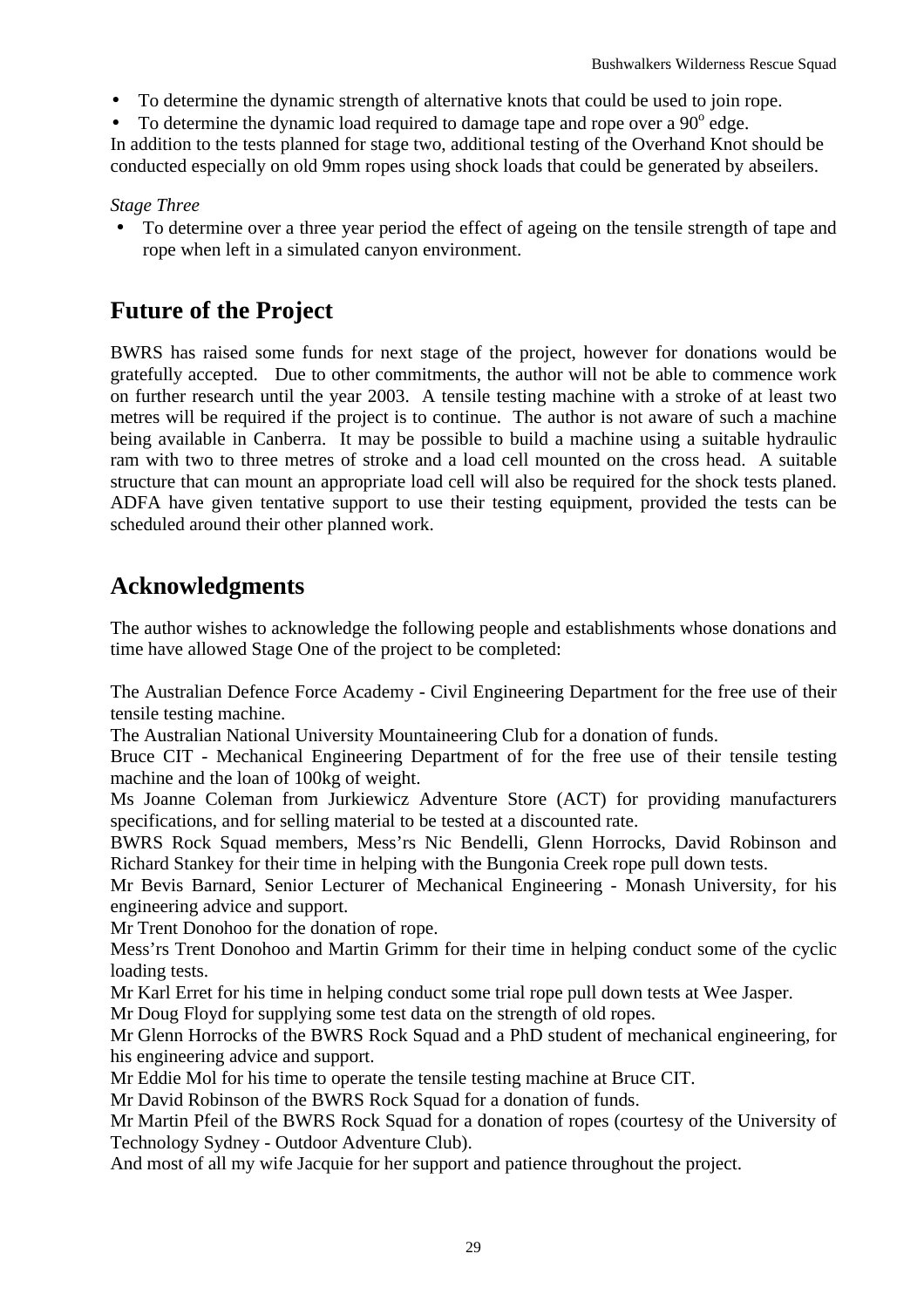- To determine the dynamic strength of alternative knots that could be used to join rope.
- To determine the dynamic load required to damage tape and rope over a $90^o$ edge.

In addition to the tests planned for stage two, additional testing of the Overhand Knot should be conducted especially on old 9mm ropes using shock loads that could be generated by abseilers.

*Stage Three*

- To determine over a three year period the effect of ageing on the tensile strength of tape and rope when left in a simulated canyon environment.

## Future of the Project

BWRS has raised some funds for next stage of the project, however for donations would be gratefully accepted. Due to other commitments, the author will not be able to commence work on further research until the year 2003. A tensile testing machine with a stroke of at least two metres will be required if the project is to continue. The author is not aware of such a machine being available in Canberra. It may be possible to build a machine using a suitable hydraulic ram with two to three metres of stroke and a load cell mounted on the cross head. A suitable structure that can mount an appropriate load cell will also be required for the shock tests planed. ADFA have given tentative support to use their testing equipment, provided the tests can be scheduled around their other planned work.

## Acknowledgments

The author wishes to acknowledge the following people and establishments whose donations and time have allowed Stage One of the project to be completed:

The Australian Defence Force Academy - Civil Engineering Department for the free use of their tensile testing machine.
The Australian National University Mountaineering Club for a donation of funds.
Bruce CIT - Mechanical Engineering Department of for the free use of their tensile testing machine and the loan of 100kg of weight.
Ms Joanne Coleman from Jurkiewicz Adventure Store (ACT) for providing manufacturers specifications, and for selling material to be tested at a discounted rate.
BWRS Rock Squad members, Mess'rs Nic Bendelli, Glenn Horrocks, David Robinson and Richard Stankey for their time in helping with the Bungonia Creek rope pull down tests.
Mr Bevis Barnard, Senior Lecturer of Mechanical Engineering - Monash University, for his engineering advice and support.
Mr Trent Donohoo for the donation of rope.
Mess'rs Trent Donohoo and Martin Grimm for their time in helping conduct some of the cyclic loading tests.
Mr Karl Erret for his time in helping conduct some trial rope pull down tests at Wee Jasper.
Mr Doug Floyd for supplying some test data on the strength of old ropes.
Mr Glenn Horrocks of the BWRS Rock Squad and a PhD student of mechanical engineering, for his engineering advice and support.
Mr Eddie Mol for his time to operate the tensile testing machine at Bruce CIT.
Mr David Robinson of the BWRS Rock Squad for a donation of funds.
Mr Martin Pfeil of the BWRS Rock Squad for a donation of ropes (courtesy of the University of Technology Sydney - Outdoor Adventure Club).
And most of all my wife Jacquie for her support and patience throughout the project.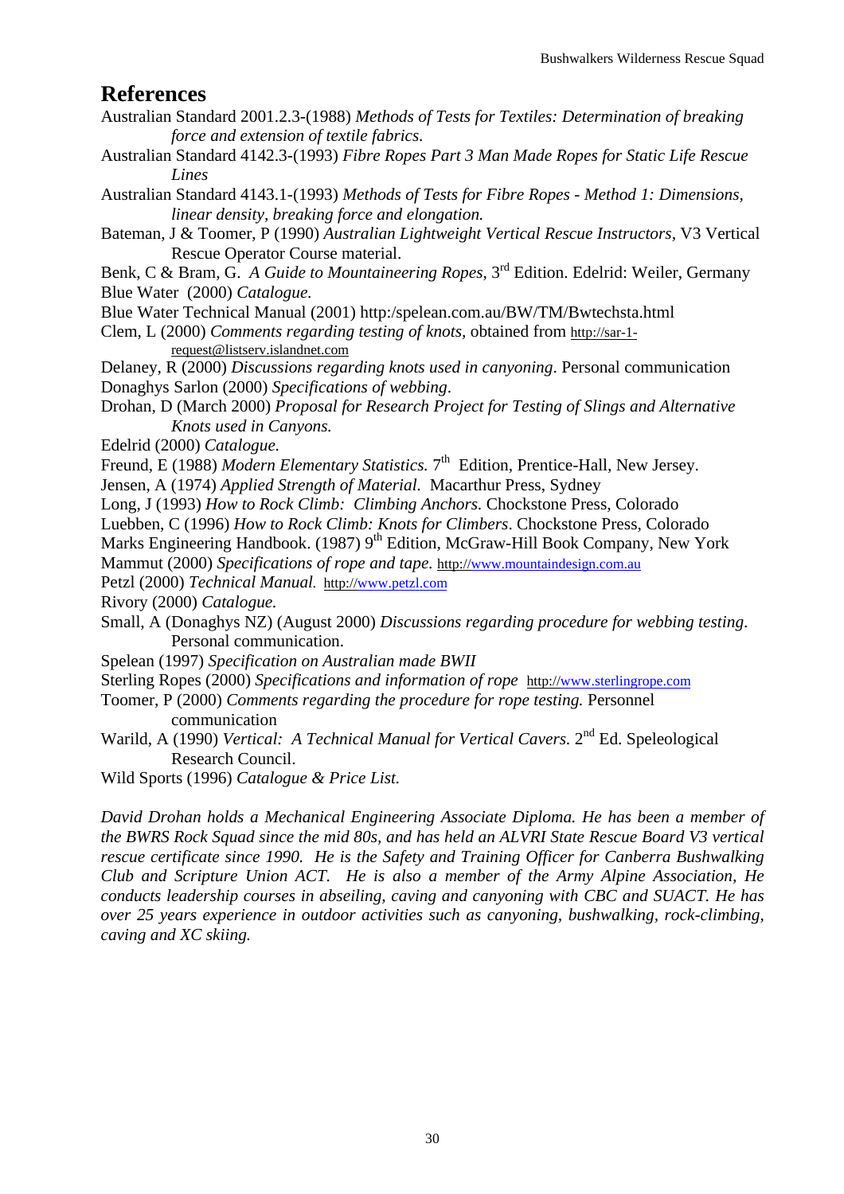# References

Australian Standard 2001.2.3-(1988) *Methods of Tests for Textiles: Determination of breaking force and extension of textile fabrics.*

Australian Standard 4142.3-(1993) *Fibre Ropes Part 3 Man Made Ropes for Static Life Rescue Lines*

Australian Standard 4143.1-(1993) *Methods of Tests for Fibre Ropes - Method 1: Dimensions, linear density, breaking force and elongation.*

Bateman, J & Toomer, P (1990) *Australian Lightweight Vertical Rescue Instructors,* V3 Vertical Rescue Operator Course material.

Benk, C & Bram, G. *A Guide to Mountaineering Ropes,* 3rd Edition. Edelrid: Weiler, Germany

Blue Water (2000) *Catalogue.*

Blue Water Technical Manual (2001) http:/spelean.com.au/BW/TM/Bwtechsta.html

Clem, L (2000) *Comments regarding testing of knots,* obtained from http://sar-1-request@listserv.islandnet.com

Delaney, R (2000) *Discussions regarding knots used in canyoning*. Personal communication

Donaghys Sarlon (2000) *Specifications of webbing*.

Drohan, D (March 2000) *Proposal for Research Project for Testing of Slings and Alternative Knots used in Canyons.*

Edelrid (2000) *Catalogue.*

Freund, E (1988) *Modern Elementary Statistics.* 7th Edition, Prentice-Hall, New Jersey.

Jensen, A (1974) *Applied Strength of Material.* Macarthur Press, Sydney

Long, J (1993) *How to Rock Climb: Climbing Anchors.* Chockstone Press, Colorado

Luebben, C (1996) *How to Rock Climb: Knots for Climbers*. Chockstone Press, Colorado

Marks Engineering Handbook. (1987) 9th Edition, McGraw-Hill Book Company, New York

Mammut (2000) *Specifications of rope and tape.* http://www.mountaindesign.com.au

Petzl (2000) *Technical Manual.* http://www.petzl.com

Rivory (2000) *Catalogue.*

Small, A (Donaghys NZ) (August 2000) *Discussions regarding procedure for webbing testing*. Personal communication.

Spelean (1997) *Specification on Australian made BWII*

Sterling Ropes (2000) *Specifications and information of rope* http://www.sterlingrope.com

Toomer, P (2000) *Comments regarding the procedure for rope testing.* Personnel communication

Warild, A (1990) *Vertical: A Technical Manual for Vertical Cavers.* 2nd Ed. Speleological Research Council.

Wild Sports (1996) *Catalogue & Price List.*

*David Drohan holds a Mechanical Engineering Associate Diploma. He has been a member of the BWRS Rock Squad since the mid 80s, and has held an ALVRI State Rescue Board V3 vertical rescue certificate since 1990. He is the Safety and Training Officer for Canberra Bushwalking Club and Scripture Union ACT. He is also a member of the Army Alpine Association, He conducts leadership courses in abseiling, caving and canyoning with CBC and SUACT. He has over 25 years experience in outdoor activities such as canyoning, bushwalking, rock-climbing, caving and XC skiing.*